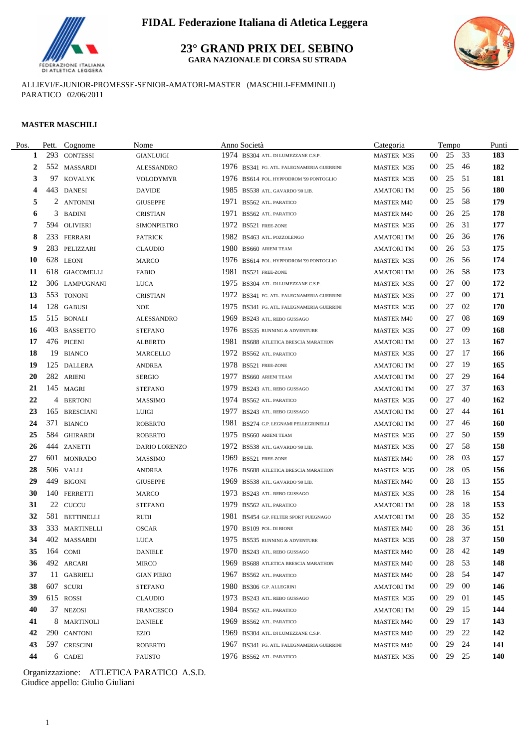# FIDAL Federazione Italiana di Atletica Leggera

## 23° GRAND PRIX DEL SEBINO

**GARA NAZIONALE DI CORSA SU STRADA**

ALLIEVI/E-JUNIOR-PROMESSE-SENIOR-AMATORI-MASTER (MASCHILI-FEMMINILI)
PARATICO 02/06/2011

**MASTER MASCHILI**

| Pos. | Pett. | Cognome | Nome | Anno | Società | Categoria | Tempo | | | Punti |
|---|---|---|---|---|---|---|---|---|---|---|
| 1 | 293 | CONTESSI | GIANLUIGI | 1974 | BS304 ATL. DI LUMEZZANE C.S.P. | MASTER M35 | 00 | 25 | 33 | 183 |
| 2 | 552 | MASSARDI | ALESSANDRO | 1976 | BS341 FG. ATL. FALEGNAMERIA GUERRINI | MASTER M35 | 00 | 25 | 46 | 182 |
| 3 | 97 | KOVALYK | VOLODYMYR | 1976 | BS614 POL. HYPPODROM '99 PONTOGLIO | MASTER M35 | 00 | 25 | 51 | 181 |
| 4 | 443 | DANESI | DAVIDE | 1985 | BS538 ATL. GAVARDO '90 LIB. | AMATORI TM | 00 | 25 | 56 | 180 |
| 5 | 2 | ANTONINI | GIUSEPPE | 1971 | BS562 ATL. PARATICO | MASTER M40 | 00 | 25 | 58 | 179 |
| 6 | 3 | BADINI | CRISTIAN | 1971 | BS562 ATL. PARATICO | MASTER M40 | 00 | 26 | 25 | 178 |
| 7 | 594 | OLIVIERI | SIMONPIETRO | 1972 | BS521 FREE-ZONE | MASTER M35 | 00 | 26 | 31 | 177 |
| 8 | 233 | FERRARI | PATRICK | 1982 | BS463 ATL. POZZOLENGO | AMATORI TM | 00 | 26 | 36 | 176 |
| 9 | 283 | PELIZZARI | CLAUDIO | 1980 | BS660 ARIENI TEAM | AMATORI TM | 00 | 26 | 53 | 175 |
| 10 | 628 | LEONI | MARCO | 1976 | BS614 POL. HYPPODROM '99 PONTOGLIO | MASTER M35 | 00 | 26 | 56 | 174 |
| 11 | 618 | GIACOMELLI | FABIO | 1981 | BS521 FREE-ZONE | AMATORI TM | 00 | 26 | 58 | 173 |
| 12 | 306 | LAMPUGNANI | LUCA | 1975 | BS304 ATL. DI LUMEZZANE C.S.P. | MASTER M35 | 00 | 27 | 00 | 172 |
| 13 | 553 | TONONI | CRISTIAN | 1972 | BS341 FG. ATL. FALEGNAMERIA GUERRINI | MASTER M35 | 00 | 27 | 00 | 171 |
| 14 | 128 | GABUSI | NOE | 1975 | BS341 FG. ATL. FALEGNAMERIA GUERRINI | MASTER M35 | 00 | 27 | 02 | 170 |
| 15 | 515 | BONALI | ALESSANDRO | 1969 | BS243 ATL. REBO GUSSAGO | MASTER M40 | 00 | 27 | 08 | 169 |
| 16 | 403 | BASSETTO | STEFANO | 1976 | BS535 RUNNING & ADVENTURE | MASTER M35 | 00 | 27 | 09 | 168 |
| 17 | 476 | PICENI | ALBERTO | 1981 | BS688 ATLETICA BRESCIA MARATHON | AMATORI TM | 00 | 27 | 13 | 167 |
| 18 | 19 | BIANCO | MARCELLO | 1972 | BS562 ATL. PARATICO | MASTER M35 | 00 | 27 | 17 | 166 |
| 19 | 125 | DALLERA | ANDREA | 1978 | BS521 FREE-ZONE | AMATORI TM | 00 | 27 | 19 | 165 |
| 20 | 282 | ARIENI | SERGIO | 1977 | BS660 ARIENI TEAM | AMATORI TM | 00 | 27 | 29 | 164 |
| 21 | 145 | MAGRI | STEFANO | 1979 | BS243 ATL. REBO GUSSAGO | AMATORI TM | 00 | 27 | 37 | 163 |
| 22 | 4 | BERTONI | MASSIMO | 1974 | BS562 ATL. PARATICO | MASTER M35 | 00 | 27 | 40 | 162 |
| 23 | 165 | BRESCIANI | LUIGI | 1977 | BS243 ATL. REBO GUSSAGO | AMATORI TM | 00 | 27 | 44 | 161 |
| 24 | 371 | BIANCO | ROBERTO | 1981 | BS274 G.P. LEGNAMI PELLEGRINELLI | AMATORI TM | 00 | 27 | 46 | 160 |
| 25 | 584 | GHIRARDI | ROBERTO | 1975 | BS660 ARIENI TEAM | MASTER M35 | 00 | 27 | 50 | 159 |
| 26 | 444 | ZANETTI | DARIO LORENZO | 1972 | BS538 ATL. GAVARDO '90 LIB. | MASTER M35 | 00 | 27 | 58 | 158 |
| 27 | 601 | MONRADO | MASSIMO | 1969 | BS521 FREE-ZONE | MASTER M40 | 00 | 28 | 03 | 157 |
| 28 | 506 | VALLI | ANDREA | 1976 | BS688 ATLETICA BRESCIA MARATHON | MASTER M35 | 00 | 28 | 05 | 156 |
| 29 | 449 | BIGONI | GIUSEPPE | 1969 | BS538 ATL. GAVARDO '90 LIB. | MASTER M40 | 00 | 28 | 13 | 155 |
| 30 | 140 | FERRETTI | MARCO | 1973 | BS243 ATL. REBO GUSSAGO | MASTER M35 | 00 | 28 | 16 | 154 |
| 31 | 22 | CUCCU | STEFANO | 1979 | BS562 ATL. PARATICO | AMATORI TM | 00 | 28 | 18 | 153 |
| 32 | 581 | BETTINELLI | RUDI | 1981 | BS454 G.P. FELTER SPORT PUEGNAGO | AMATORI TM | 00 | 28 | 35 | 152 |
| 33 | 333 | MARTINELLI | OSCAR | 1970 | BS109 POL. DI BIONE | MASTER M40 | 00 | 28 | 36 | 151 |
| 34 | 402 | MASSARDI | LUCA | 1975 | BS535 RUNNING & ADVENTURE | MASTER M35 | 00 | 28 | 37 | 150 |
| 35 | 164 | COMI | DANIELE | 1970 | BS243 ATL. REBO GUSSAGO | MASTER M40 | 00 | 28 | 42 | 149 |
| 36 | 492 | ARCARI | MIRCO | 1969 | BS688 ATLETICA BRESCIA MARATHON | MASTER M40 | 00 | 28 | 53 | 148 |
| 37 | 11 | GABRIELI | GIAN PIERO | 1967 | BS562 ATL. PARATICO | MASTER M40 | 00 | 28 | 54 | 147 |
| 38 | 607 | SCURI | STEFANO | 1980 | BS306 G.P. ALLEGRINI | AMATORI TM | 00 | 29 | 00 | 146 |
| 39 | 615 | ROSSI | CLAUDIO | 1973 | BS243 ATL. REBO GUSSAGO | MASTER M35 | 00 | 29 | 01 | 145 |
| 40 | 37 | NEZOSI | FRANCESCO | 1984 | BS562 ATL. PARATICO | AMATORI TM | 00 | 29 | 15 | 144 |
| 41 | 8 | MARTINOLI | DANIELE | 1969 | BS562 ATL. PARATICO | MASTER M40 | 00 | 29 | 17 | 143 |
| 42 | 290 | CANTONI | EZIO | 1969 | BS304 ATL. DI LUMEZZANE C.S.P. | MASTER M40 | 00 | 29 | 22 | 142 |
| 43 | 597 | CRESCINI | ROBERTO | 1967 | BS341 FG. ATL. FALEGNAMERIA GUERRINI | MASTER M40 | 00 | 29 | 24 | 141 |
| 44 | 6 | CADEI | FAUSTO | 1976 | BS562 ATL. PARATICO | MASTER M35 | 00 | 29 | 25 | 140 |

Organizzazione: ATLETICA PARATICO A.S.D.
Giudice appello: Giulio Giuliani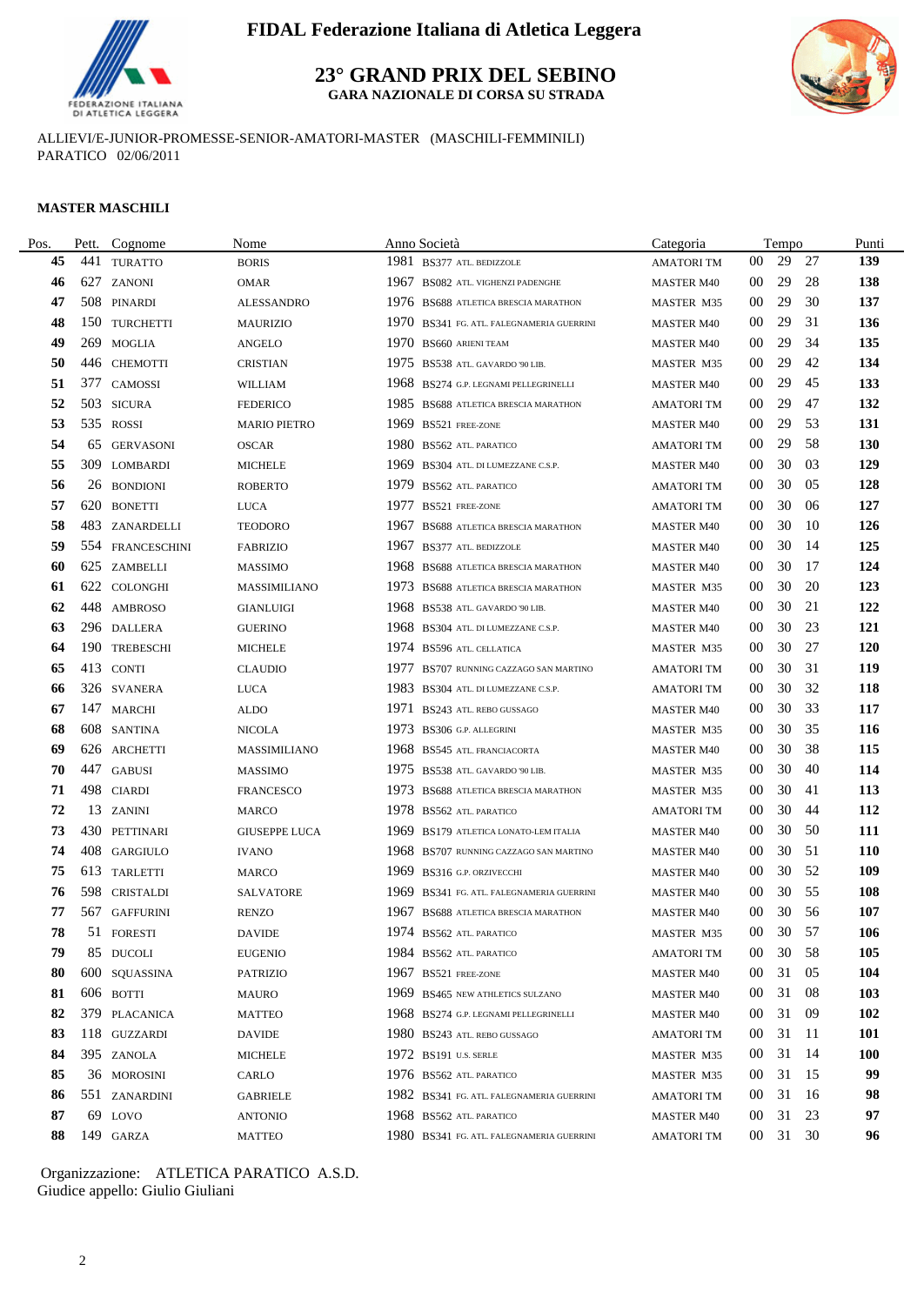# FIDAL Federazione Italiana di Atletica Leggera

## 23° GRAND PRIX DEL SEBINO

**GARA NAZIONALE DI CORSA SU STRADA**

ALLIEVI/E-JUNIOR-PROMESSE-SENIOR-AMATORI-MASTER (MASCHILI-FEMMINILI)
PARATICO 02/06/2011

### MASTER MASCHILI

| Pos. | Pett. | Cognome | Nome | Anno | Società | Categoria | Tempo | | | Punti |
|---|---|---|---|---|---|---|---|---|---|---|
| 45 | 441 | TURATTO | BORIS | 1981 | BS377 ATL. BEDIZZOLE | AMATORI TM | 00 | 29 | 27 | 139 |
| 46 | 627 | ZANONI | OMAR | 1967 | BS082 ATL. VIGHENZI PADENGHE | MASTER M40 | 00 | 29 | 28 | 138 |
| 47 | 508 | PINARDI | ALESSANDRO | 1976 | BS688 ATLETICA BRESCIA MARATHON | MASTER M35 | 00 | 29 | 30 | 137 |
| 48 | 150 | TURCHETTI | MAURIZIO | 1970 | BS341 FG. ATL. FALEGNAMERIA GUERRINI | MASTER M40 | 00 | 29 | 31 | 136 |
| 49 | 269 | MOGLIA | ANGELO | 1970 | BS660 ARIENI TEAM | MASTER M40 | 00 | 29 | 34 | 135 |
| 50 | 446 | CHEMOTTI | CRISTIAN | 1975 | BS538 ATL. GAVARDO '90 LIB. | MASTER M35 | 00 | 29 | 42 | 134 |
| 51 | 377 | CAMOSSI | WILLIAM | 1968 | BS274 G.P. LEGNAMI PELLEGRINELLI | MASTER M40 | 00 | 29 | 45 | 133 |
| 52 | 503 | SICURA | FEDERICO | 1985 | BS688 ATLETICA BRESCIA MARATHON | AMATORI TM | 00 | 29 | 47 | 132 |
| 53 | 535 | ROSSI | MARIO PIETRO | 1969 | BS521 FREE-ZONE | MASTER M40 | 00 | 29 | 53 | 131 |
| 54 | 65 | GERVASONI | OSCAR | 1980 | BS562 ATL. PARATICO | AMATORI TM | 00 | 29 | 58 | 130 |
| 55 | 309 | LOMBARDI | MICHELE | 1969 | BS304 ATL. DI LUMEZZANE C.S.P. | MASTER M40 | 00 | 30 | 03 | 129 |
| 56 | 26 | BONDIONI | ROBERTO | 1979 | BS562 ATL. PARATICO | AMATORI TM | 00 | 30 | 05 | 128 |
| 57 | 620 | BONETTI | LUCA | 1977 | BS521 FREE-ZONE | AMATORI TM | 00 | 30 | 06 | 127 |
| 58 | 483 | ZANARDELLI | TEODORO | 1967 | BS688 ATLETICA BRESCIA MARATHON | MASTER M40 | 00 | 30 | 10 | 126 |
| 59 | 554 | FRANCESCHINI | FABRIZIO | 1967 | BS377 ATL. BEDIZZOLE | MASTER M40 | 00 | 30 | 14 | 125 |
| 60 | 625 | ZAMBELLI | MASSIMO | 1968 | BS688 ATLETICA BRESCIA MARATHON | MASTER M40 | 00 | 30 | 17 | 124 |
| 61 | 622 | COLONGHI | MASSIMILIANO | 1973 | BS688 ATLETICA BRESCIA MARATHON | MASTER M35 | 00 | 30 | 20 | 123 |
| 62 | 448 | AMBROSO | GIANLUIGI | 1968 | BS538 ATL. GAVARDO '90 LIB. | MASTER M40 | 00 | 30 | 21 | 122 |
| 63 | 296 | DALLERA | GUERINO | 1968 | BS304 ATL. DI LUMEZZANE C.S.P. | MASTER M40 | 00 | 30 | 23 | 121 |
| 64 | 190 | TREBESCHI | MICHELE | 1974 | BS596 ATL. CELLATICA | MASTER M35 | 00 | 30 | 27 | 120 |
| 65 | 413 | CONTI | CLAUDIO | 1977 | BS707 RUNNING CAZZAGO SAN MARTINO | AMATORI TM | 00 | 30 | 31 | 119 |
| 66 | 326 | SVANERA | LUCA | 1983 | BS304 ATL. DI LUMEZZANE C.S.P. | AMATORI TM | 00 | 30 | 32 | 118 |
| 67 | 147 | MARCHI | ALDO | 1971 | BS243 ATL. REBO GUSSAGO | MASTER M40 | 00 | 30 | 33 | 117 |
| 68 | 608 | SANTINA | NICOLA | 1973 | BS306 G.P. ALLEGRINI | MASTER M35 | 00 | 30 | 35 | 116 |
| 69 | 626 | ARCHETTI | MASSIMILIANO | 1968 | BS545 ATL. FRANCIACORTA | MASTER M40 | 00 | 30 | 38 | 115 |
| 70 | 447 | GABUSI | MASSIMO | 1975 | BS538 ATL. GAVARDO '90 LIB. | MASTER M35 | 00 | 30 | 40 | 114 |
| 71 | 498 | CIARDI | FRANCESCO | 1973 | BS688 ATLETICA BRESCIA MARATHON | MASTER M35 | 00 | 30 | 41 | 113 |
| 72 | 13 | ZANINI | MARCO | 1978 | BS562 ATL. PARATICO | AMATORI TM | 00 | 30 | 44 | 112 |
| 73 | 430 | PETTINARI | GIUSEPPE LUCA | 1969 | BS179 ATLETICA LONATO-LEM ITALIA | MASTER M40 | 00 | 30 | 50 | 111 |
| 74 | 408 | GARGIULO | IVANO | 1968 | BS707 RUNNING CAZZAGO SAN MARTINO | MASTER M40 | 00 | 30 | 51 | 110 |
| 75 | 613 | TARLETTI | MARCO | 1969 | BS316 G.P. ORZIVECCHI | MASTER M40 | 00 | 30 | 52 | 109 |
| 76 | 598 | CRISTALDI | SALVATORE | 1969 | BS341 FG. ATL. FALEGNAMERIA GUERRINI | MASTER M40 | 00 | 30 | 55 | 108 |
| 77 | 567 | GAFFURINI | RENZO | 1967 | BS688 ATLETICA BRESCIA MARATHON | MASTER M40 | 00 | 30 | 56 | 107 |
| 78 | 51 | FORESTI | DAVIDE | 1974 | BS562 ATL. PARATICO | MASTER M35 | 00 | 30 | 57 | 106 |
| 79 | 85 | DUCOLI | EUGENIO | 1984 | BS562 ATL. PARATICO | AMATORI TM | 00 | 30 | 58 | 105 |
| 80 | 600 | SQUASSINA | PATRIZIO | 1967 | BS521 FREE-ZONE | MASTER M40 | 00 | 31 | 05 | 104 |
| 81 | 606 | BOTTI | MAURO | 1969 | BS465 NEW ATHLETICS SULZANO | MASTER M40 | 00 | 31 | 08 | 103 |
| 82 | 379 | PLACANICA | MATTEO | 1968 | BS274 G.P. LEGNAMI PELLEGRINELLI | MASTER M40 | 00 | 31 | 09 | 102 |
| 83 | 118 | GUZZARDI | DAVIDE | 1980 | BS243 ATL. REBO GUSSAGO | AMATORI TM | 00 | 31 | 11 | 101 |
| 84 | 395 | ZANOLA | MICHELE | 1972 | BS191 U.S. SERLE | MASTER M35 | 00 | 31 | 14 | 100 |
| 85 | 36 | MOROSINI | CARLO | 1976 | BS562 ATL. PARATICO | MASTER M35 | 00 | 31 | 15 | 99 |
| 86 | 551 | ZANARDINI | GABRIELE | 1982 | BS341 FG. ATL. FALEGNAMERIA GUERRINI | AMATORI TM | 00 | 31 | 16 | 98 |
| 87 | 69 | LOVO | ANTONIO | 1968 | BS562 ATL. PARATICO | MASTER M40 | 00 | 31 | 23 | 97 |
| 88 | 149 | GARZA | MATTEO | 1980 | BS341 FG. ATL. FALEGNAMERIA GUERRINI | AMATORI TM | 00 | 31 | 30 | 96 |

Organizzazione: ATLETICA PARATICO A.S.D.
Giudice appello: Giulio Giuliani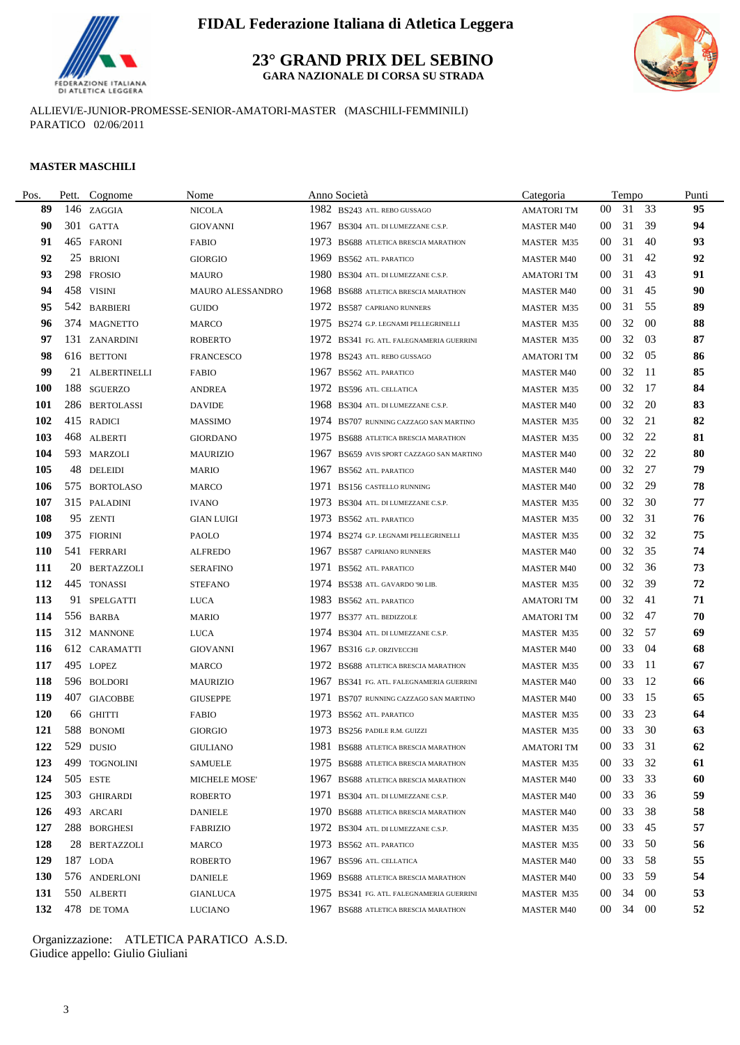# FIDAL Federazione Italiana di Atletica Leggera

## 23° GRAND PRIX DEL SEBINO

**GARA NAZIONALE DI CORSA SU STRADA**

ALLIEVI/E-JUNIOR-PROMESSE-SENIOR-AMATORI-MASTER (MASCHILI-FEMMINILI)
PARATICO 02/06/2011

### MASTER MASCHILI

| Pos. | Pett. | Cognome | Nome | Anno | Società | Categoria | Tempo | | | Punti |
|---|---|---|---|---|---|---|---|---|---|---|
| **89** | 146 | ZAGGIA | NICOLA | 1982 | BS243 ATL. REBO GUSSAGO | AMATORI TM | 00 | 31 | 33 | **95** |
| **90** | 301 | GATTA | GIOVANNI | 1967 | BS304 ATL. DI LUMEZZANE C.S.P. | MASTER M40 | 00 | 31 | 39 | **94** |
| **91** | 465 | FARONI | FABIO | 1973 | BS688 ATLETICA BRESCIA MARATHON | MASTER M35 | 00 | 31 | 40 | **93** |
| **92** | 25 | BRIONI | GIORGIO | 1969 | BS562 ATL. PARATICO | MASTER M40 | 00 | 31 | 42 | **92** |
| **93** | 298 | FROSIO | MAURO | 1980 | BS304 ATL. DI LUMEZZANE C.S.P. | AMATORI TM | 00 | 31 | 43 | **91** |
| **94** | 458 | VISINI | MAURO ALESSANDRO | 1968 | BS688 ATLETICA BRESCIA MARATHON | MASTER M40 | 00 | 31 | 45 | **90** |
| **95** | 542 | BARBIERI | GUIDO | 1972 | BS587 CAPRIANO RUNNERS | MASTER M35 | 00 | 31 | 55 | **89** |
| **96** | 374 | MAGNETTO | MARCO | 1975 | BS274 G.P. LEGNAMI PELLEGRINELLI | MASTER M35 | 00 | 32 | 00 | **88** |
| **97** | 131 | ZANARDINI | ROBERTO | 1972 | BS341 FG. ATL. FALEGNAMERIA GUERRINI | MASTER M35 | 00 | 32 | 03 | **87** |
| **98** | 616 | BETTONI | FRANCESCO | 1978 | BS243 ATL. REBO GUSSAGO | AMATORI TM | 00 | 32 | 05 | **86** |
| **99** | 21 | ALBERTINELLI | FABIO | 1967 | BS562 ATL. PARATICO | MASTER M40 | 00 | 32 | 11 | **85** |
| **100** | 188 | SGUERZO | ANDREA | 1972 | BS596 ATL. CELLATICA | MASTER M35 | 00 | 32 | 17 | **84** |
| **101** | 286 | BERTOLASSI | DAVIDE | 1968 | BS304 ATL. DI LUMEZZANE C.S.P. | MASTER M40 | 00 | 32 | 20 | **83** |
| **102** | 415 | RADICI | MASSIMO | 1974 | BS707 RUNNING CAZZAGO SAN MARTINO | MASTER M35 | 00 | 32 | 21 | **82** |
| **103** | 468 | ALBERTI | GIORDANO | 1975 | BS688 ATLETICA BRESCIA MARATHON | MASTER M35 | 00 | 32 | 22 | **81** |
| **104** | 593 | MARZOLI | MAURIZIO | 1967 | BS659 AVIS SPORT CAZZAGO SAN MARTINO | MASTER M40 | 00 | 32 | 22 | **80** |
| **105** | 48 | DELEIDI | MARIO | 1967 | BS562 ATL. PARATICO | MASTER M40 | 00 | 32 | 27 | **79** |
| **106** | 575 | BORTOLASO | MARCO | 1971 | BS156 CASTELLO RUNNING | MASTER M40 | 00 | 32 | 29 | **78** |
| **107** | 315 | PALADINI | IVANO | 1973 | BS304 ATL. DI LUMEZZANE C.S.P. | MASTER M35 | 00 | 32 | 30 | **77** |
| **108** | 95 | ZENTI | GIAN LUIGI | 1973 | BS562 ATL. PARATICO | MASTER M35 | 00 | 32 | 31 | **76** |
| **109** | 375 | FIORINI | PAOLO | 1974 | BS274 G.P. LEGNAMI PELLEGRINELLI | MASTER M35 | 00 | 32 | 32 | **75** |
| **110** | 541 | FERRARI | ALFREDO | 1967 | BS587 CAPRIANO RUNNERS | MASTER M40 | 00 | 32 | 35 | **74** |
| **111** | 20 | BERTAZZOLI | SERAFINO | 1971 | BS562 ATL. PARATICO | MASTER M40 | 00 | 32 | 36 | **73** |
| **112** | 445 | TONASSI | STEFANO | 1974 | BS538 ATL. GAVARDO '90 LIB. | MASTER M35 | 00 | 32 | 39 | **72** |
| **113** | 91 | SPELGATTI | LUCA | 1983 | BS562 ATL. PARATICO | AMATORI TM | 00 | 32 | 41 | **71** |
| **114** | 556 | BARBA | MARIO | 1977 | BS377 ATL. BEDIZZOLE | AMATORI TM | 00 | 32 | 47 | **70** |
| **115** | 312 | MANNONE | LUCA | 1974 | BS304 ATL. DI LUMEZZANE C.S.P. | MASTER M35 | 00 | 32 | 57 | **69** |
| **116** | 612 | CARAMATTI | GIOVANNI | 1967 | BS316 G.P. ORZIVECCHI | MASTER M40 | 00 | 33 | 04 | **68** |
| **117** | 495 | LOPEZ | MARCO | 1972 | BS688 ATLETICA BRESCIA MARATHON | MASTER M35 | 00 | 33 | 11 | **67** |
| **118** | 596 | BOLDORI | MAURIZIO | 1967 | BS341 FG. ATL. FALEGNAMERIA GUERRINI | MASTER M40 | 00 | 33 | 12 | **66** |
| **119** | 407 | GIACOBBE | GIUSEPPE | 1971 | BS707 RUNNING CAZZAGO SAN MARTINO | MASTER M40 | 00 | 33 | 15 | **65** |
| **120** | 66 | GHITTI | FABIO | 1973 | BS562 ATL. PARATICO | MASTER M35 | 00 | 33 | 23 | **64** |
| **121** | 588 | BONOMI | GIORGIO | 1973 | BS256 PADILE R.M. GUIZZI | MASTER M35 | 00 | 33 | 30 | **63** |
| **122** | 529 | DUSIO | GIULIANO | 1981 | BS688 ATLETICA BRESCIA MARATHON | AMATORI TM | 00 | 33 | 31 | **62** |
| **123** | 499 | TOGNOLINI | SAMUELE | 1975 | BS688 ATLETICA BRESCIA MARATHON | MASTER M35 | 00 | 33 | 32 | **61** |
| **124** | 505 | ESTE | MICHELE MOSE' | 1967 | BS688 ATLETICA BRESCIA MARATHON | MASTER M40 | 00 | 33 | 33 | **60** |
| **125** | 303 | GHIRARDI | ROBERTO | 1971 | BS304 ATL. DI LUMEZZANE C.S.P. | MASTER M40 | 00 | 33 | 36 | **59** |
| **126** | 493 | ARCARI | DANIELE | 1970 | BS688 ATLETICA BRESCIA MARATHON | MASTER M40 | 00 | 33 | 38 | **58** |
| **127** | 288 | BORGHESI | FABRIZIO | 1972 | BS304 ATL. DI LUMEZZANE C.S.P. | MASTER M35 | 00 | 33 | 45 | **57** |
| **128** | 28 | BERTAZZOLI | MARCO | 1973 | BS562 ATL. PARATICO | MASTER M35 | 00 | 33 | 50 | **56** |
| **129** | 187 | LODA | ROBERTO | 1967 | BS596 ATL. CELLATICA | MASTER M40 | 00 | 33 | 58 | **55** |
| **130** | 576 | ANDERLONI | DANIELE | 1969 | BS688 ATLETICA BRESCIA MARATHON | MASTER M40 | 00 | 33 | 59 | **54** |
| **131** | 550 | ALBERTI | GIANLUCA | 1975 | BS341 FG. ATL. FALEGNAMERIA GUERRINI | MASTER M35 | 00 | 34 | 00 | **53** |
| **132** | 478 | DE TOMA | LUCIANO | 1967 | BS688 ATLETICA BRESCIA MARATHON | MASTER M40 | 00 | 34 | 00 | **52** |

Organizzazione: ATLETICA PARATICO A.S.D.
Giudice appello: Giulio Giuliani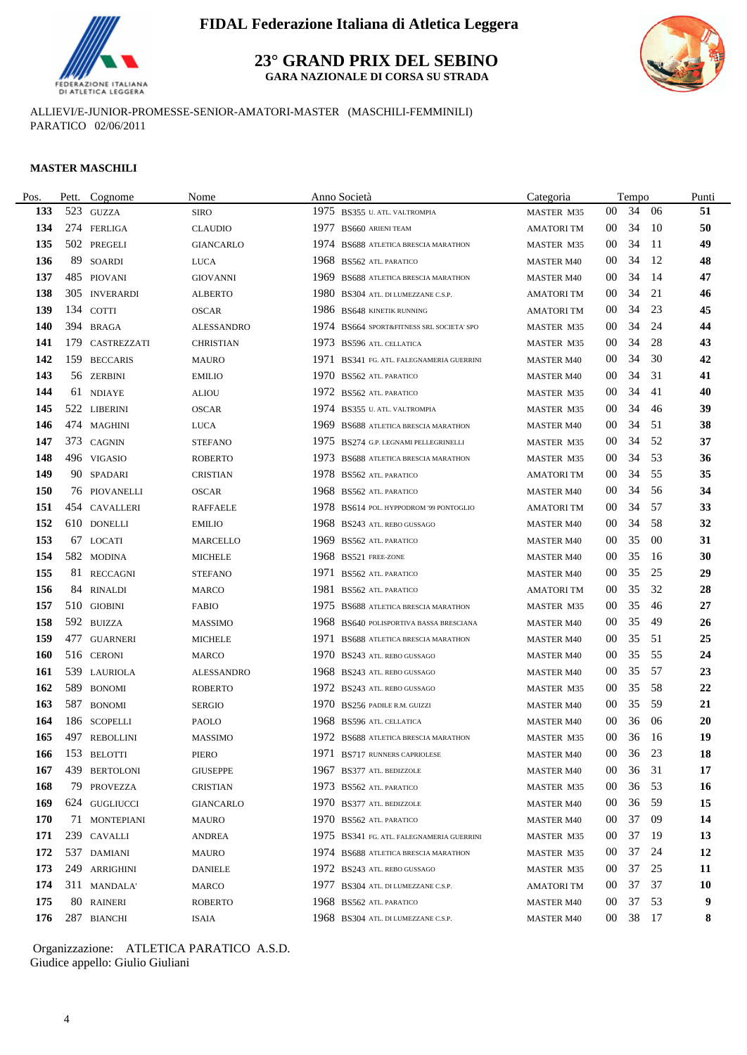# FIDAL Federazione Italiana di Atletica Leggera

## 23° GRAND PRIX DEL SEBINO

### GARA NAZIONALE DI CORSA SU STRADA

ALLIEVI/E-JUNIOR-PROMESSE-SENIOR-AMATORI-MASTER (MASCHILI-FEMMINILI)
PARATICO 02/06/2011

**MASTER MASCHILI**

| Pos. | Pett. | Cognome | Nome | Anno | Società | Categoria | Tempo | Punti |
|---|---|---|---|---|---|---|---|---|
| 133 | 523 | GUZZA | SIRO | 1975 | BS355 U. ATL. VALTROMPIA | MASTER M35 | 00 34 06 | 51 |
| 134 | 274 | FERLIGA | CLAUDIO | 1977 | BS660 ARIENI TEAM | AMATORI TM | 00 34 10 | 50 |
| 135 | 502 | PREGELI | GIANCARLO | 1974 | BS688 ATLETICA BRESCIA MARATHON | MASTER M35 | 00 34 11 | 49 |
| 136 | 89 | SOARDI | LUCA | 1968 | BS562 ATL. PARATICO | MASTER M40 | 00 34 12 | 48 |
| 137 | 485 | PIOVANI | GIOVANNI | 1969 | BS688 ATLETICA BRESCIA MARATHON | MASTER M40 | 00 34 14 | 47 |
| 138 | 305 | INVERARDI | ALBERTO | 1980 | BS304 ATL. DI LUMEZZANE C.S.P. | AMATORI TM | 00 34 21 | 46 |
| 139 | 134 | COTTI | OSCAR | 1986 | BS648 KINETIK RUNNING | AMATORI TM | 00 34 23 | 45 |
| 140 | 394 | BRAGA | ALESSANDRO | 1974 | BS664 SPORT&FITNESS SRL SOCIETA' SPO | MASTER M35 | 00 34 24 | 44 |
| 141 | 179 | CASTREZZATI | CHRISTIAN | 1973 | BS596 ATL. CELLATICA | MASTER M35 | 00 34 28 | 43 |
| 142 | 159 | BECCARIS | MAURO | 1971 | BS341 FG. ATL. FALEGNAMERIA GUERRINI | MASTER M40 | 00 34 30 | 42 |
| 143 | 56 | ZERBINI | EMILIO | 1970 | BS562 ATL. PARATICO | MASTER M40 | 00 34 31 | 41 |
| 144 | 61 | NDIAYE | ALIOU | 1972 | BS562 ATL. PARATICO | MASTER M35 | 00 34 41 | 40 |
| 145 | 522 | LIBERINI | OSCAR | 1974 | BS355 U. ATL. VALTROMPIA | MASTER M35 | 00 34 46 | 39 |
| 146 | 474 | MAGHINI | LUCA | 1969 | BS688 ATLETICA BRESCIA MARATHON | MASTER M40 | 00 34 51 | 38 |
| 147 | 373 | CAGNIN | STEFANO | 1975 | BS274 G.P. LEGNAMI PELLEGRINELLI | MASTER M35 | 00 34 52 | 37 |
| 148 | 496 | VIGASIO | ROBERTO | 1973 | BS688 ATLETICA BRESCIA MARATHON | MASTER M35 | 00 34 53 | 36 |
| 149 | 90 | SPADARI | CRISTIAN | 1978 | BS562 ATL. PARATICO | AMATORI TM | 00 34 55 | 35 |
| 150 | 76 | PIOVANELLI | OSCAR | 1968 | BS562 ATL. PARATICO | MASTER M40 | 00 34 56 | 34 |
| 151 | 454 | CAVALLERI | RAFFAELE | 1978 | BS614 POL. HYPPODROM '99 PONTOGLIO | AMATORI TM | 00 34 57 | 33 |
| 152 | 610 | DONELLI | EMILIO | 1968 | BS243 ATL. REBO GUSSAGO | MASTER M40 | 00 34 58 | 32 |
| 153 | 67 | LOCATI | MARCELLO | 1969 | BS562 ATL. PARATICO | MASTER M40 | 00 35 00 | 31 |
| 154 | 582 | MODINA | MICHELE | 1968 | BS521 FREE-ZONE | MASTER M40 | 00 35 16 | 30 |
| 155 | 81 | RECCAGNI | STEFANO | 1971 | BS562 ATL. PARATICO | MASTER M40 | 00 35 25 | 29 |
| 156 | 84 | RINALDI | MARCO | 1981 | BS562 ATL. PARATICO | AMATORI TM | 00 35 32 | 28 |
| 157 | 510 | GIOBINI | FABIO | 1975 | BS688 ATLETICA BRESCIA MARATHON | MASTER M35 | 00 35 46 | 27 |
| 158 | 592 | BUIZZA | MASSIMO | 1968 | BS640 POLISPORTIVA BASSA BRESCIANA | MASTER M40 | 00 35 49 | 26 |
| 159 | 477 | GUARNERI | MICHELE | 1971 | BS688 ATLETICA BRESCIA MARATHON | MASTER M40 | 00 35 51 | 25 |
| 160 | 516 | CERONI | MARCO | 1970 | BS243 ATL. REBO GUSSAGO | MASTER M40 | 00 35 55 | 24 |
| 161 | 539 | LAURIOLA | ALESSANDRO | 1968 | BS243 ATL. REBO GUSSAGO | MASTER M40 | 00 35 57 | 23 |
| 162 | 589 | BONOMI | ROBERTO | 1972 | BS243 ATL. REBO GUSSAGO | MASTER M35 | 00 35 58 | 22 |
| 163 | 587 | BONOMI | SERGIO | 1970 | BS256 PADILE R.M. GUIZZI | MASTER M40 | 00 35 59 | 21 |
| 164 | 186 | SCOPELLI | PAOLO | 1968 | BS596 ATL. CELLATICA | MASTER M40 | 00 36 06 | 20 |
| 165 | 497 | REBOLLINI | MASSIMO | 1972 | BS688 ATLETICA BRESCIA MARATHON | MASTER M35 | 00 36 16 | 19 |
| 166 | 153 | BELOTTI | PIERO | 1971 | BS717 RUNNERS CAPRIOLESE | MASTER M40 | 00 36 23 | 18 |
| 167 | 439 | BERTOLONI | GIUSEPPE | 1967 | BS377 ATL. BEDIZZOLE | MASTER M40 | 00 36 31 | 17 |
| 168 | 79 | PROVEZZA | CRISTIAN | 1973 | BS562 ATL. PARATICO | MASTER M35 | 00 36 53 | 16 |
| 169 | 624 | GUGLIUCCI | GIANCARLO | 1970 | BS377 ATL. BEDIZZOLE | MASTER M40 | 00 36 59 | 15 |
| 170 | 71 | MONTEPIANI | MAURO | 1970 | BS562 ATL. PARATICO | MASTER M40 | 00 37 09 | 14 |
| 171 | 239 | CAVALLI | ANDREA | 1975 | BS341 FG. ATL. FALEGNAMERIA GUERRINI | MASTER M35 | 00 37 19 | 13 |
| 172 | 537 | DAMIANI | MAURO | 1974 | BS688 ATLETICA BRESCIA MARATHON | MASTER M35 | 00 37 24 | 12 |
| 173 | 249 | ARRIGHINI | DANIELE | 1972 | BS243 ATL. REBO GUSSAGO | MASTER M35 | 00 37 25 | 11 |
| 174 | 311 | MANDALA' | MARCO | 1977 | BS304 ATL. DI LUMEZZANE C.S.P. | AMATORI TM | 00 37 37 | 10 |
| 175 | 80 | RAINERI | ROBERTO | 1968 | BS562 ATL. PARATICO | MASTER M40 | 00 37 53 | 9 |
| 176 | 287 | BIANCHI | ISAIA | 1968 | BS304 ATL. DI LUMEZZANE C.S.P. | MASTER M40 | 00 38 17 | 8 |

Organizzazione: ATLETICA PARATICO A.S.D.
Giudice appello: Giulio Giuliani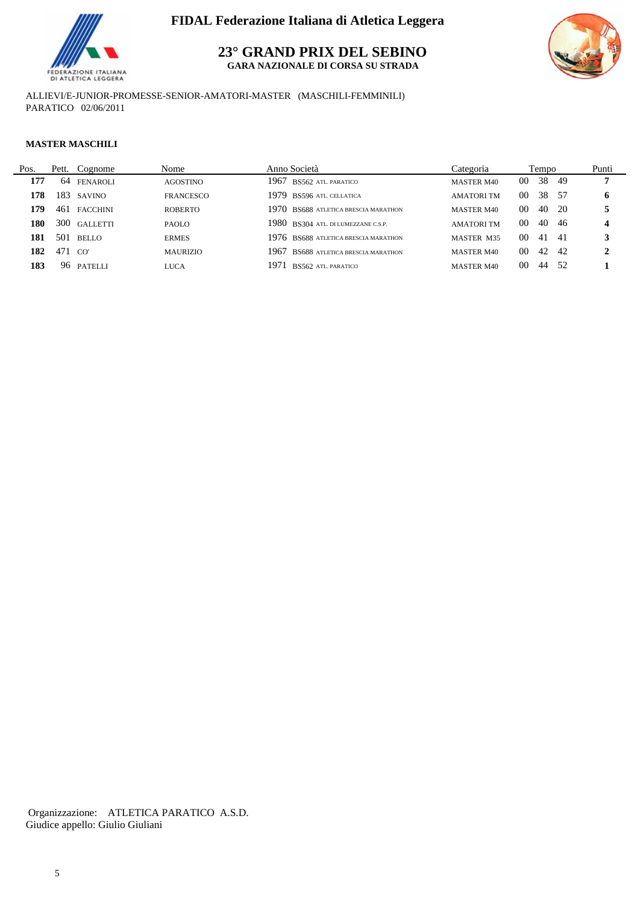FIDAL Federazione Italiana di Atletica Leggera

# 23° GRAND PRIX DEL SEBINO

**GARA NAZIONALE DI CORSA SU STRADA**

ALLIEVI/E-JUNIOR-PROMESSE-SENIOR-AMATORI-MASTER (MASCHILI-FEMMINILI)
PARATICO 02/06/2011

**MASTER MASCHILI**

| Pos. | Pett. | Cognome | Nome | Anno | Società | Categoria | Tempo | | | Punti |
|---|---|---|---|---|---|---|---|---|---|---|
| **177** | 64 | FENAROLI | AGOSTINO | 1967 | BS562 ATL. PARATICO | MASTER M40 | 00 | 38 | 49 | **7** |
| **178** | 183 | SAVINO | FRANCESCO | 1979 | BS596 ATL. CELLATICA | AMATORI TM | 00 | 38 | 57 | **6** |
| **179** | 461 | FACCHINI | ROBERTO | 1970 | BS688 ATLETICA BRESCIA MARATHON | MASTER M40 | 00 | 40 | 20 | **5** |
| **180** | 300 | GALLETTI | PAOLO | 1980 | BS304 ATL. DI LUMEZZANE C.S.P. | AMATORI TM | 00 | 40 | 46 | **4** |
| **181** | 501 | BELLO | ERMES | 1976 | BS688 ATLETICA BRESCIA MARATHON | MASTER M35 | 00 | 41 | 41 | **3** |
| **182** | 471 | CO' | MAURIZIO | 1967 | BS688 ATLETICA BRESCIA MARATHON | MASTER M40 | 00 | 42 | 42 | **2** |
| **183** | 96 | PATELLI | LUCA | 1971 | BS562 ATL. PARATICO | MASTER M40 | 00 | 44 | 52 | **1** |

Organizzazione: ATLETICA PARATICO A.S.D.
Giudice appello: Giulio Giuliani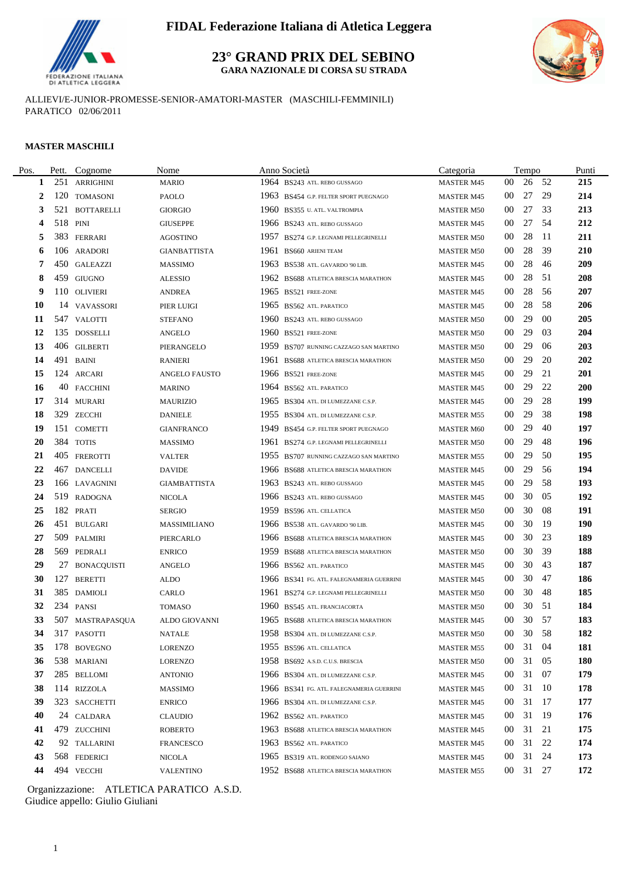# FIDAL Federazione Italiana di Atletica Leggera

## 23° GRAND PRIX DEL SEBINO

**GARA NAZIONALE DI CORSA SU STRADA**

ALLIEVI/E-JUNIOR-PROMESSE-SENIOR-AMATORI-MASTER (MASCHILI-FEMMINILI)
PARATICO 02/06/2011

**MASTER MASCHILI**

| Pos. | Pett. | Cognome | Nome | Anno | Società | Categoria | Tempo | Punti |
|---|---|---|---|---|---|---|---|---|
| 1 | 251 | ARRIGHINI | MARIO | 1964 | BS243 ATL. REBO GUSSAGO | MASTER M45 | 00 26 52 | 215 |
| 2 | 120 | TOMASONI | PAOLO | 1963 | BS454 G.P. FELTER SPORT PUEGNAGO | MASTER M45 | 00 27 29 | 214 |
| 3 | 521 | BOTTARELLI | GIORGIO | 1960 | BS355 U. ATL. VALTROMPIA | MASTER M50 | 00 27 33 | 213 |
| 4 | 518 | PINI | GIUSEPPE | 1966 | BS243 ATL. REBO GUSSAGO | MASTER M45 | 00 27 54 | 212 |
| 5 | 383 | FERRARI | AGOSTINO | 1957 | BS274 G.P. LEGNAMI PELLEGRINELLI | MASTER M50 | 00 28 11 | 211 |
| 6 | 106 | ARADORI | GIANBATTISTA | 1961 | BS660 ARIENI TEAM | MASTER M50 | 00 28 39 | 210 |
| 7 | 450 | GALEAZZI | MASSIMO | 1963 | BS538 ATL. GAVARDO '90 LIB. | MASTER M45 | 00 28 46 | 209 |
| 8 | 459 | GIUGNO | ALESSIO | 1962 | BS688 ATLETICA BRESCIA MARATHON | MASTER M45 | 00 28 51 | 208 |
| 9 | 110 | OLIVIERI | ANDREA | 1965 | BS521 FREE-ZONE | MASTER M45 | 00 28 56 | 207 |
| 10 | 14 | VAVASSORI | PIER LUIGI | 1965 | BS562 ATL. PARATICO | MASTER M45 | 00 28 58 | 206 |
| 11 | 547 | VALOTTI | STEFANO | 1960 | BS243 ATL. REBO GUSSAGO | MASTER M50 | 00 29 00 | 205 |
| 12 | 135 | DOSSELLI | ANGELO | 1960 | BS521 FREE-ZONE | MASTER M50 | 00 29 03 | 204 |
| 13 | 406 | GILBERTI | PIERANGELO | 1959 | BS707 RUNNING CAZZAGO SAN MARTINO | MASTER M50 | 00 29 06 | 203 |
| 14 | 491 | BAINI | RANIERI | 1961 | BS688 ATLETICA BRESCIA MARATHON | MASTER M50 | 00 29 20 | 202 |
| 15 | 124 | ARCARI | ANGELO FAUSTO | 1966 | BS521 FREE-ZONE | MASTER M45 | 00 29 21 | 201 |
| 16 | 40 | FACCHINI | MARINO | 1964 | BS562 ATL. PARATICO | MASTER M45 | 00 29 22 | 200 |
| 17 | 314 | MURARI | MAURIZIO | 1965 | BS304 ATL. DI LUMEZZANE C.S.P. | MASTER M45 | 00 29 28 | 199 |
| 18 | 329 | ZECCHI | DANIELE | 1955 | BS304 ATL. DI LUMEZZANE C.S.P. | MASTER M55 | 00 29 38 | 198 |
| 19 | 151 | COMETTI | GIANFRANCO | 1949 | BS454 G.P. FELTER SPORT PUEGNAGO | MASTER M60 | 00 29 40 | 197 |
| 20 | 384 | TOTIS | MASSIMO | 1961 | BS274 G.P. LEGNAMI PELLEGRINELLI | MASTER M50 | 00 29 48 | 196 |
| 21 | 405 | FREROTTI | VALTER | 1955 | BS707 RUNNING CAZZAGO SAN MARTINO | MASTER M55 | 00 29 50 | 195 |
| 22 | 467 | DANCELLI | DAVIDE | 1966 | BS688 ATLETICA BRESCIA MARATHON | MASTER M45 | 00 29 56 | 194 |
| 23 | 166 | LAVAGNINI | GIAMBATTISTA | 1963 | BS243 ATL. REBO GUSSAGO | MASTER M45 | 00 29 58 | 193 |
| 24 | 519 | RADOGNA | NICOLA | 1966 | BS243 ATL. REBO GUSSAGO | MASTER M45 | 00 30 05 | 192 |
| 25 | 182 | PRATI | SERGIO | 1959 | BS596 ATL. CELLATICA | MASTER M50 | 00 30 08 | 191 |
| 26 | 451 | BULGARI | MASSIMILIANO | 1966 | BS538 ATL. GAVARDO '90 LIB. | MASTER M45 | 00 30 19 | 190 |
| 27 | 509 | PALMIRI | PIERCARLO | 1966 | BS688 ATLETICA BRESCIA MARATHON | MASTER M45 | 00 30 23 | 189 |
| 28 | 569 | PEDRALI | ENRICO | 1959 | BS688 ATLETICA BRESCIA MARATHON | MASTER M50 | 00 30 39 | 188 |
| 29 | 27 | BONACQUISTI | ANGELO | 1966 | BS562 ATL. PARATICO | MASTER M45 | 00 30 43 | 187 |
| 30 | 127 | BERETTI | ALDO | 1966 | BS341 FG. ATL. FALEGNAMERIA GUERRINI | MASTER M45 | 00 30 47 | 186 |
| 31 | 385 | DAMIOLI | CARLO | 1961 | BS274 G.P. LEGNAMI PELLEGRINELLI | MASTER M50 | 00 30 48 | 185 |
| 32 | 234 | PANSI | TOMASO | 1960 | BS545 ATL. FRANCIACORTA | MASTER M50 | 00 30 51 | 184 |
| 33 | 507 | MASTRAPASQUA | ALDO GIOVANNI | 1965 | BS688 ATLETICA BRESCIA MARATHON | MASTER M45 | 00 30 57 | 183 |
| 34 | 317 | PASOTTI | NATALE | 1958 | BS304 ATL. DI LUMEZZANE C.S.P. | MASTER M50 | 00 30 58 | 182 |
| 35 | 178 | BOVEGNO | LORENZO | 1955 | BS596 ATL. CELLATICA | MASTER M55 | 00 31 04 | 181 |
| 36 | 538 | MARIANI | LORENZO | 1958 | BS692 A.S.D. C.U.S. BRESCIA | MASTER M50 | 00 31 05 | 180 |
| 37 | 285 | BELLOMI | ANTONIO | 1966 | BS304 ATL. DI LUMEZZANE C.S.P. | MASTER M45 | 00 31 07 | 179 |
| 38 | 114 | RIZZOLA | MASSIMO | 1966 | BS341 FG. ATL. FALEGNAMERIA GUERRINI | MASTER M45 | 00 31 10 | 178 |
| 39 | 323 | SACCHETTI | ENRICO | 1966 | BS304 ATL. DI LUMEZZANE C.S.P. | MASTER M45 | 00 31 17 | 177 |
| 40 | 24 | CALDARA | CLAUDIO | 1962 | BS562 ATL. PARATICO | MASTER M45 | 00 31 19 | 176 |
| 41 | 479 | ZUCCHINI | ROBERTO | 1963 | BS688 ATLETICA BRESCIA MARATHON | MASTER M45 | 00 31 21 | 175 |
| 42 | 92 | TALLARINI | FRANCESCO | 1963 | BS562 ATL. PARATICO | MASTER M45 | 00 31 22 | 174 |
| 43 | 568 | FEDERICI | NICOLA | 1965 | BS319 ATL. RODENGO SAIANO | MASTER M45 | 00 31 24 | 173 |
| 44 | 494 | VECCHI | VALENTINO | 1952 | BS688 ATLETICA BRESCIA MARATHON | MASTER M55 | 00 31 27 | 172 |

Organizzazione: ATLETICA PARATICO A.S.D.
Giudice appello: Giulio Giuliani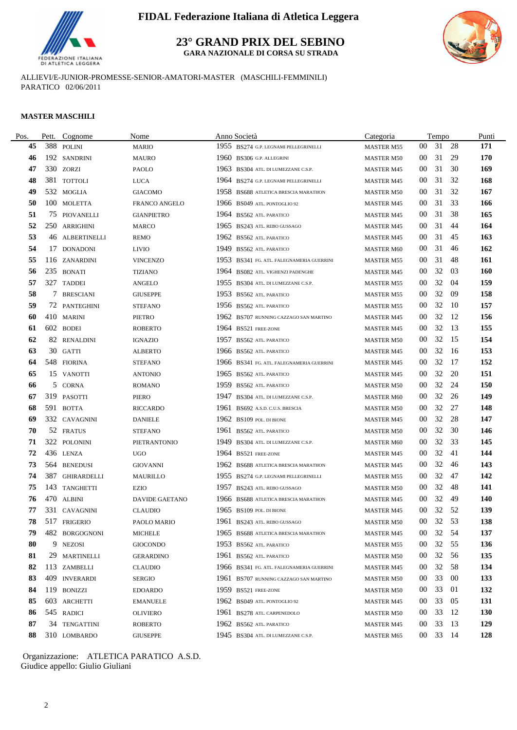# FIDAL Federazione Italiana di Atletica Leggera

## 23° GRAND PRIX DEL SEBINO

**GARA NAZIONALE DI CORSA SU STRADA**

ALLIEVI/E-JUNIOR-PROMESSE-SENIOR-AMATORI-MASTER (MASCHILI-FEMMINILI)
PARATICO 02/06/2011

**MASTER MASCHILI**

| Pos. | Pett. | Cognome | Nome | Anno | Società | Categoria | Tempo | Punti |
|---|---|---|---|---|---|---|---|---|
| 45 | 388 | POLINI | MARIO | 1955 | BS274 G.P. LEGNAMI PELLEGRINELLI | MASTER M55 | 00 31 28 | 171 |
| 46 | 192 | SANDRINI | MAURO | 1960 | BS306 G.P. ALLEGRINI | MASTER M50 | 00 31 29 | 170 |
| 47 | 330 | ZORZI | PAOLO | 1963 | BS304 ATL. DI LUMEZZANE C.S.P. | MASTER M45 | 00 31 30 | 169 |
| 48 | 381 | TOTTOLI | LUCA | 1964 | BS274 G.P. LEGNAMI PELLEGRINELLI | MASTER M45 | 00 31 32 | 168 |
| 49 | 532 | MOGLIA | GIACOMO | 1958 | BS688 ATLETICA BRESCIA MARATHON | MASTER M50 | 00 31 32 | 167 |
| 50 | 100 | MOLETTA | FRANCO ANGELO | 1966 | BS049 ATL. PONTOGLIO 92 | MASTER M45 | 00 31 33 | 166 |
| 51 | 75 | PIOVANELLI | GIANPIETRO | 1964 | BS562 ATL. PARATICO | MASTER M45 | 00 31 38 | 165 |
| 52 | 250 | ARRIGHINI | MARCO | 1965 | BS243 ATL. REBO GUSSAGO | MASTER M45 | 00 31 44 | 164 |
| 53 | 46 | ALBERTINELLI | REMO | 1962 | BS562 ATL. PARATICO | MASTER M45 | 00 31 45 | 163 |
| 54 | 17 | DONADONI | LIVIO | 1949 | BS562 ATL. PARATICO | MASTER M60 | 00 31 46 | 162 |
| 55 | 116 | ZANARDINI | VINCENZO | 1953 | BS341 FG. ATL. FALEGNAMERIA GUERRINI | MASTER M55 | 00 31 48 | 161 |
| 56 | 235 | BONATI | TIZIANO | 1964 | BS082 ATL. VIGHENZI PADENGHE | MASTER M45 | 00 32 03 | 160 |
| 57 | 327 | TADDEI | ANGELO | 1955 | BS304 ATL. DI LUMEZZANE C.S.P. | MASTER M55 | 00 32 04 | 159 |
| 58 | 7 | BRESCIANI | GIUSEPPE | 1953 | BS562 ATL. PARATICO | MASTER M55 | 00 32 09 | 158 |
| 59 | 72 | PANTEGHINI | STEFANO | 1956 | BS562 ATL. PARATICO | MASTER M55 | 00 32 10 | 157 |
| 60 | 410 | MARINI | PIETRO | 1962 | BS707 RUNNING CAZZAGO SAN MARTINO | MASTER M45 | 00 32 12 | 156 |
| 61 | 602 | BODEI | ROBERTO | 1964 | BS521 FREE-ZONE | MASTER M45 | 00 32 13 | 155 |
| 62 | 82 | RENALDINI | IGNAZIO | 1957 | BS562 ATL. PARATICO | MASTER M50 | 00 32 15 | 154 |
| 63 | 30 | GATTI | ALBERTO | 1966 | BS562 ATL. PARATICO | MASTER M45 | 00 32 16 | 153 |
| 64 | 548 | FIORINA | STEFANO | 1966 | BS341 FG. ATL. FALEGNAMERIA GUERRINI | MASTER M45 | 00 32 17 | 152 |
| 65 | 15 | VANOTTI | ANTONIO | 1965 | BS562 ATL. PARATICO | MASTER M45 | 00 32 20 | 151 |
| 66 | 5 | CORNA | ROMANO | 1959 | BS562 ATL. PARATICO | MASTER M50 | 00 32 24 | 150 |
| 67 | 319 | PASOTTI | PIERO | 1947 | BS304 ATL. DI LUMEZZANE C.S.P. | MASTER M60 | 00 32 26 | 149 |
| 68 | 591 | BOTTA | RICCARDO | 1961 | BS692 A.S.D. C.U.S. BRESCIA | MASTER M50 | 00 32 27 | 148 |
| 69 | 332 | CAVAGNINI | DANIELE | 1962 | BS109 POL. DI BIONE | MASTER M45 | 00 32 28 | 147 |
| 70 | 52 | FRATUS | STEFANO | 1961 | BS562 ATL. PARATICO | MASTER M50 | 00 32 30 | 146 |
| 71 | 322 | POLONINI | PIETRANTONIO | 1949 | BS304 ATL. DI LUMEZZANE C.S.P. | MASTER M60 | 00 32 33 | 145 |
| 72 | 436 | LENZA | UGO | 1964 | BS521 FREE-ZONE | MASTER M45 | 00 32 41 | 144 |
| 73 | 564 | BENEDUSI | GIOVANNI | 1962 | BS688 ATLETICA BRESCIA MARATHON | MASTER M45 | 00 32 46 | 143 |
| 74 | 387 | GHIRARDELLI | MAURILLO | 1955 | BS274 G.P. LEGNAMI PELLEGRINELLI | MASTER M55 | 00 32 47 | 142 |
| 75 | 143 | TANGHETTI | EZIO | 1957 | BS243 ATL. REBO GUSSAGO | MASTER M50 | 00 32 48 | 141 |
| 76 | 470 | ALBINI | DAVIDE GAETANO | 1966 | BS688 ATLETICA BRESCIA MARATHON | MASTER M45 | 00 32 49 | 140 |
| 77 | 331 | CAVAGNINI | CLAUDIO | 1965 | BS109 POL. DI BIONE | MASTER M45 | 00 32 52 | 139 |
| 78 | 517 | FRIGERIO | PAOLO MARIO | 1961 | BS243 ATL. REBO GUSSAGO | MASTER M50 | 00 32 53 | 138 |
| 79 | 482 | BORGOGNONI | MICHELE | 1965 | BS688 ATLETICA BRESCIA MARATHON | MASTER M45 | 00 32 54 | 137 |
| 80 | 9 | NEZOSI | GIOCONDO | 1953 | BS562 ATL. PARATICO | MASTER M55 | 00 32 55 | 136 |
| 81 | 29 | MARTINELLI | GERARDINO | 1961 | BS562 ATL. PARATICO | MASTER M50 | 00 32 56 | 135 |
| 82 | 113 | ZAMBELLI | CLAUDIO | 1966 | BS341 FG. ATL. FALEGNAMERIA GUERRINI | MASTER M45 | 00 32 58 | 134 |
| 83 | 409 | INVERARDI | SERGIO | 1961 | BS707 RUNNING CAZZAGO SAN MARTINO | MASTER M50 | 00 33 00 | 133 |
| 84 | 119 | BONIZZI | EDOARDO | 1959 | BS521 FREE-ZONE | MASTER M50 | 00 33 01 | 132 |
| 85 | 603 | ARCHETTI | EMANUELE | 1962 | BS049 ATL. PONTOGLIO 92 | MASTER M45 | 00 33 05 | 131 |
| 86 | 545 | RADICI | OLIVIERO | 1961 | BS278 ATL. CARPENEDOLO | MASTER M50 | 00 33 12 | 130 |
| 87 | 34 | TENGATTINI | ROBERTO | 1962 | BS562 ATL. PARATICO | MASTER M45 | 00 33 13 | 129 |
| 88 | 310 | LOMBARDO | GIUSEPPE | 1945 | BS304 ATL. DI LUMEZZANE C.S.P. | MASTER M65 | 00 33 14 | 128 |

Organizzazione: ATLETICA PARATICO A.S.D.
Giudice appello: Giulio Giuliani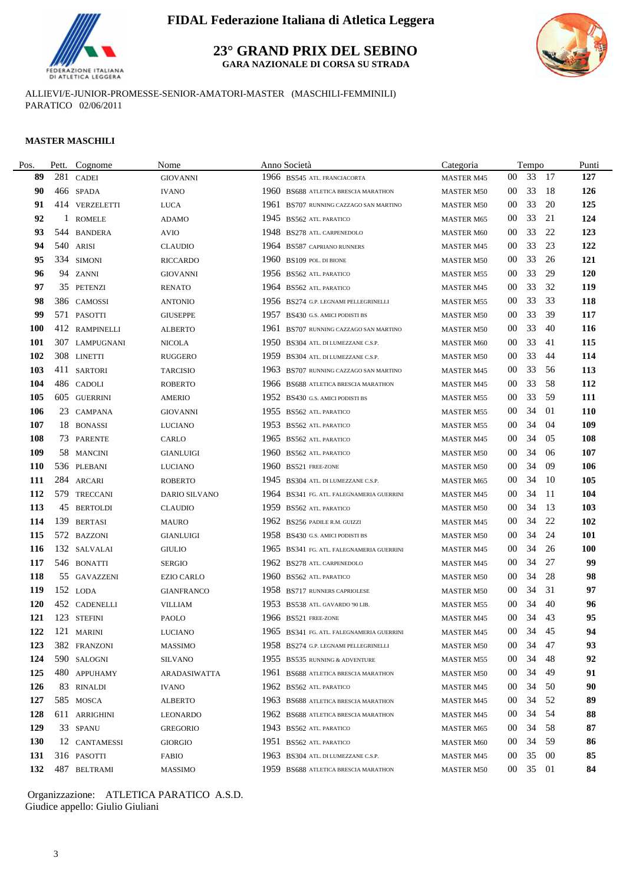# FIDAL Federazione Italiana di Atletica Leggera

## 23° GRAND PRIX DEL SEBINO

**GARA NAZIONALE DI CORSA SU STRADA**

ALLIEVI/E-JUNIOR-PROMESSE-SENIOR-AMATORI-MASTER (MASCHILI-FEMMINILI)
PARATICO 02/06/2011

**MASTER MASCHILI**

| Pos. | Pett. | Cognome | Nome | Anno | Società | Categoria | Tempo | Punti |
|---|---|---|---|---|---|---|---|---|
| 89 | 281 | CADEI | GIOVANNI | 1966 | BS545 ATL. FRANCIACORTA | MASTER M45 | 00 33 17 | 127 |
| 90 | 466 | SPADA | IVANO | 1960 | BS688 ATLETICA BRESCIA MARATHON | MASTER M50 | 00 33 18 | 126 |
| 91 | 414 | VERZELETTI | LUCA | 1961 | BS707 RUNNING CAZZAGO SAN MARTINO | MASTER M50 | 00 33 20 | 125 |
| 92 | 1 | ROMELE | ADAMO | 1945 | BS562 ATL. PARATICO | MASTER M65 | 00 33 21 | 124 |
| 93 | 544 | BANDERA | AVIO | 1948 | BS278 ATL. CARPENEDOLO | MASTER M60 | 00 33 22 | 123 |
| 94 | 540 | ARISI | CLAUDIO | 1964 | BS587 CAPRIANO RUNNERS | MASTER M45 | 00 33 23 | 122 |
| 95 | 334 | SIMONI | RICCARDO | 1960 | BS109 POL. DI BIONE | MASTER M50 | 00 33 26 | 121 |
| 96 | 94 | ZANNI | GIOVANNI | 1956 | BS562 ATL. PARATICO | MASTER M55 | 00 33 29 | 120 |
| 97 | 35 | PETENZI | RENATO | 1964 | BS562 ATL. PARATICO | MASTER M45 | 00 33 32 | 119 |
| 98 | 386 | CAMOSSI | ANTONIO | 1956 | BS274 G.P. LEGNAMI PELLEGRINELLI | MASTER M55 | 00 33 33 | 118 |
| 99 | 571 | PASOTTI | GIUSEPPE | 1957 | BS430 G.S. AMICI PODISTI BS | MASTER M50 | 00 33 39 | 117 |
| 100 | 412 | RAMPINELLI | ALBERTO | 1961 | BS707 RUNNING CAZZAGO SAN MARTINO | MASTER M50 | 00 33 40 | 116 |
| 101 | 307 | LAMPUGNANI | NICOLA | 1950 | BS304 ATL. DI LUMEZZANE C.S.P. | MASTER M60 | 00 33 41 | 115 |
| 102 | 308 | LINETTI | RUGGERO | 1959 | BS304 ATL. DI LUMEZZANE C.S.P. | MASTER M50 | 00 33 44 | 114 |
| 103 | 411 | SARTORI | TARCISIO | 1963 | BS707 RUNNING CAZZAGO SAN MARTINO | MASTER M45 | 00 33 56 | 113 |
| 104 | 486 | CADOLI | ROBERTO | 1966 | BS688 ATLETICA BRESCIA MARATHON | MASTER M45 | 00 33 58 | 112 |
| 105 | 605 | GUERRINI | AMERIO | 1952 | BS430 G.S. AMICI PODISTI BS | MASTER M55 | 00 33 59 | 111 |
| 106 | 23 | CAMPANA | GIOVANNI | 1955 | BS562 ATL. PARATICO | MASTER M55 | 00 34 01 | 110 |
| 107 | 18 | BONASSI | LUCIANO | 1953 | BS562 ATL. PARATICO | MASTER M55 | 00 34 04 | 109 |
| 108 | 73 | PARENTE | CARLO | 1965 | BS562 ATL. PARATICO | MASTER M45 | 00 34 05 | 108 |
| 109 | 58 | MANCINI | GIANLUIGI | 1960 | BS562 ATL. PARATICO | MASTER M50 | 00 34 06 | 107 |
| 110 | 536 | PLEBANI | LUCIANO | 1960 | BS521 FREE-ZONE | MASTER M50 | 00 34 09 | 106 |
| 111 | 284 | ARCARI | ROBERTO | 1945 | BS304 ATL. DI LUMEZZANE C.S.P. | MASTER M65 | 00 34 10 | 105 |
| 112 | 579 | TRECCANI | DARIO SILVANO | 1964 | BS341 FG. ATL. FALEGNAMERIA GUERRINI | MASTER M45 | 00 34 11 | 104 |
| 113 | 45 | BERTOLDI | CLAUDIO | 1959 | BS562 ATL. PARATICO | MASTER M50 | 00 34 13 | 103 |
| 114 | 139 | BERTASI | MAURO | 1962 | BS256 PADILE R.M. GUIZZI | MASTER M45 | 00 34 22 | 102 |
| 115 | 572 | BAZZONI | GIANLUIGI | 1958 | BS430 G.S. AMICI PODISTI BS | MASTER M50 | 00 34 24 | 101 |
| 116 | 132 | SALVALAI | GIULIO | 1965 | BS341 FG. ATL. FALEGNAMERIA GUERRINI | MASTER M45 | 00 34 26 | 100 |
| 117 | 546 | BONATTI | SERGIO | 1962 | BS278 ATL. CARPENEDOLO | MASTER M45 | 00 34 27 | 99 |
| 118 | 55 | GAVAZZENI | EZIO CARLO | 1960 | BS562 ATL. PARATICO | MASTER M50 | 00 34 28 | 98 |
| 119 | 152 | LODA | GIANFRANCO | 1958 | BS717 RUNNERS CAPRIOLESE | MASTER M50 | 00 34 31 | 97 |
| 120 | 452 | CADENELLI | VILLIAM | 1953 | BS538 ATL. GAVARDO '90 LIB. | MASTER M55 | 00 34 40 | 96 |
| 121 | 123 | STEFINI | PAOLO | 1966 | BS521 FREE-ZONE | MASTER M45 | 00 34 43 | 95 |
| 122 | 121 | MARINI | LUCIANO | 1965 | BS341 FG. ATL. FALEGNAMERIA GUERRINI | MASTER M45 | 00 34 45 | 94 |
| 123 | 382 | FRANZONI | MASSIMO | 1958 | BS274 G.P. LEGNAMI PELLEGRINELLI | MASTER M50 | 00 34 47 | 93 |
| 124 | 590 | SALOGNI | SILVANO | 1955 | BS535 RUNNING & ADVENTURE | MASTER M55 | 00 34 48 | 92 |
| 125 | 480 | APPUHAMY | ARADASIWATTA | 1961 | BS688 ATLETICA BRESCIA MARATHON | MASTER M50 | 00 34 49 | 91 |
| 126 | 83 | RINALDI | IVANO | 1962 | BS562 ATL. PARATICO | MASTER M45 | 00 34 50 | 90 |
| 127 | 585 | MOSCA | ALBERTO | 1963 | BS688 ATLETICA BRESCIA MARATHON | MASTER M45 | 00 34 52 | 89 |
| 128 | 611 | ARRIGHINI | LEONARDO | 1962 | BS688 ATLETICA BRESCIA MARATHON | MASTER M45 | 00 34 54 | 88 |
| 129 | 33 | SPANU | GREGORIO | 1943 | BS562 ATL. PARATICO | MASTER M65 | 00 34 58 | 87 |
| 130 | 12 | CANTAMESSI | GIORGIO | 1951 | BS562 ATL. PARATICO | MASTER M60 | 00 34 59 | 86 |
| 131 | 316 | PASOTTI | FABIO | 1963 | BS304 ATL. DI LUMEZZANE C.S.P. | MASTER M45 | 00 35 00 | 85 |
| 132 | 487 | BELTRAMI | MASSIMO | 1959 | BS688 ATLETICA BRESCIA MARATHON | MASTER M50 | 00 35 01 | 84 |

Organizzazione: ATLETICA PARATICO A.S.D.
Giudice appello: Giulio Giuliani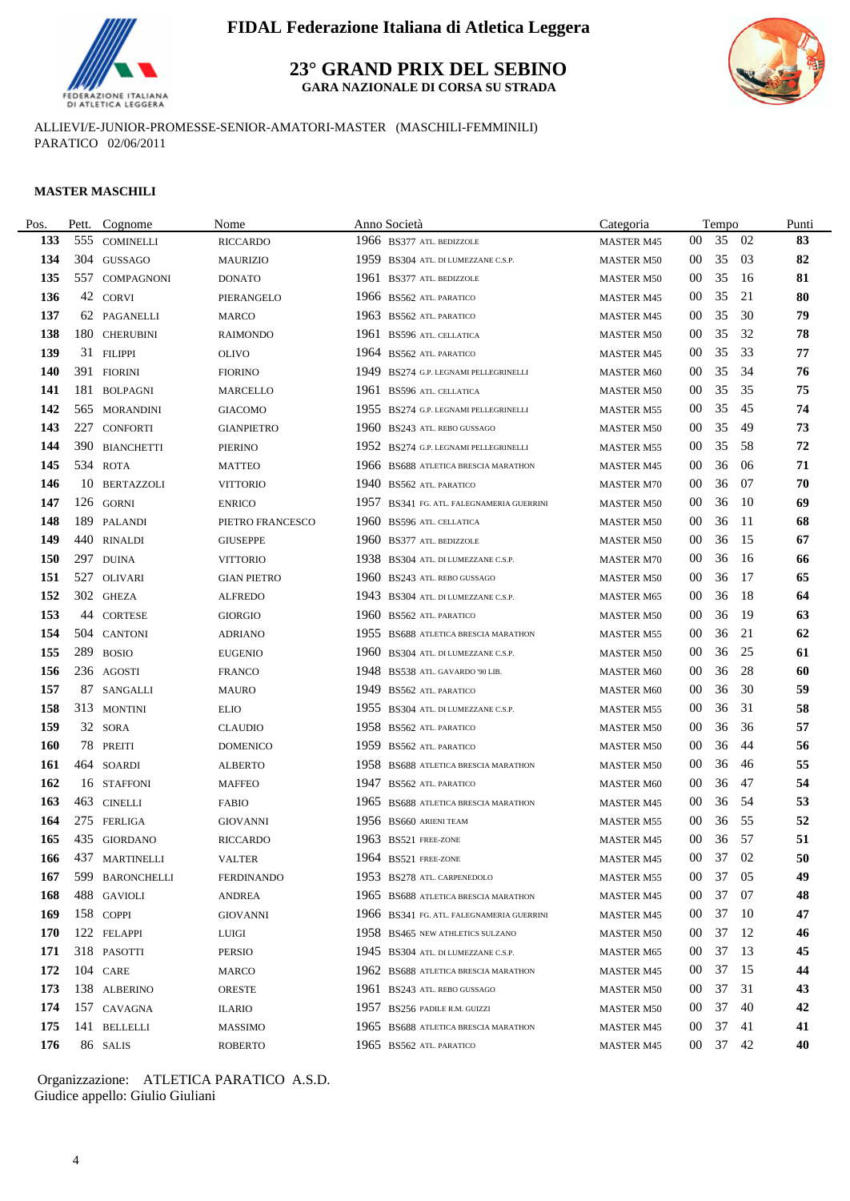# FIDAL Federazione Italiana di Atletica Leggera

## 23° GRAND PRIX DEL SEBINO

### GARA NAZIONALE DI CORSA SU STRADA

ALLIEVI/E-JUNIOR-PROMESSE-SENIOR-AMATORI-MASTER (MASCHILI-FEMMINILI)
PARATICO 02/06/2011

**MASTER MASCHILI**

| Pos. | Pett. | Cognome | Nome | Anno | Società | Categoria | Tempo | | | Punti |
|---|---|---|---|---|---|---|---|---|---|---|
| 133 | 555 | COMINELLI | RICCARDO | 1966 | BS377 ATL. BEDIZZOLE | MASTER M45 | 00 | 35 | 02 | 83 |
| 134 | 304 | GUSSAGO | MAURIZIO | 1959 | BS304 ATL. DI LUMEZZANE C.S.P. | MASTER M50 | 00 | 35 | 03 | 82 |
| 135 | 557 | COMPAGNONI | DONATO | 1961 | BS377 ATL. BEDIZZOLE | MASTER M50 | 00 | 35 | 16 | 81 |
| 136 | 42 | CORVI | PIERANGELO | 1966 | BS562 ATL. PARATICO | MASTER M45 | 00 | 35 | 21 | 80 |
| 137 | 62 | PAGANELLI | MARCO | 1963 | BS562 ATL. PARATICO | MASTER M45 | 00 | 35 | 30 | 79 |
| 138 | 180 | CHERUBINI | RAIMONDO | 1961 | BS596 ATL. CELLATICA | MASTER M50 | 00 | 35 | 32 | 78 |
| 139 | 31 | FILIPPI | OLIVO | 1964 | BS562 ATL. PARATICO | MASTER M45 | 00 | 35 | 33 | 77 |
| 140 | 391 | FIORINI | FIORINO | 1949 | BS274 G.P. LEGNAMI PELLEGRINELLI | MASTER M60 | 00 | 35 | 34 | 76 |
| 141 | 181 | BOLPAGNI | MARCELLO | 1961 | BS596 ATL. CELLATICA | MASTER M50 | 00 | 35 | 35 | 75 |
| 142 | 565 | MORANDINI | GIACOMO | 1955 | BS274 G.P. LEGNAMI PELLEGRINELLI | MASTER M55 | 00 | 35 | 45 | 74 |
| 143 | 227 | CONFORTI | GIANPIETRO | 1960 | BS243 ATL. REBO GUSSAGO | MASTER M50 | 00 | 35 | 49 | 73 |
| 144 | 390 | BIANCHETTI | PIERINO | 1952 | BS274 G.P. LEGNAMI PELLEGRINELLI | MASTER M55 | 00 | 35 | 58 | 72 |
| 145 | 534 | ROTA | MATTEO | 1966 | BS688 ATLETICA BRESCIA MARATHON | MASTER M45 | 00 | 36 | 06 | 71 |
| 146 | 10 | BERTAZZOLI | VITTORIO | 1940 | BS562 ATL. PARATICO | MASTER M70 | 00 | 36 | 07 | 70 |
| 147 | 126 | GORNI | ENRICO | 1957 | BS341 FG. ATL. FALEGNAMERIA GUERRINI | MASTER M50 | 00 | 36 | 10 | 69 |
| 148 | 189 | PALANDI | PIETRO FRANCESCO | 1960 | BS596 ATL. CELLATICA | MASTER M50 | 00 | 36 | 11 | 68 |
| 149 | 440 | RINALDI | GIUSEPPE | 1960 | BS377 ATL. BEDIZZOLE | MASTER M50 | 00 | 36 | 15 | 67 |
| 150 | 297 | DUINA | VITTORIO | 1938 | BS304 ATL. DI LUMEZZANE C.S.P. | MASTER M70 | 00 | 36 | 16 | 66 |
| 151 | 527 | OLIVARI | GIAN PIETRO | 1960 | BS243 ATL. REBO GUSSAGO | MASTER M50 | 00 | 36 | 17 | 65 |
| 152 | 302 | GHEZA | ALFREDO | 1943 | BS304 ATL. DI LUMEZZANE C.S.P. | MASTER M65 | 00 | 36 | 18 | 64 |
| 153 | 44 | CORTESE | GIORGIO | 1960 | BS562 ATL. PARATICO | MASTER M50 | 00 | 36 | 19 | 63 |
| 154 | 504 | CANTONI | ADRIANO | 1955 | BS688 ATLETICA BRESCIA MARATHON | MASTER M55 | 00 | 36 | 21 | 62 |
| 155 | 289 | BOSIO | EUGENIO | 1960 | BS304 ATL. DI LUMEZZANE C.S.P. | MASTER M50 | 00 | 36 | 25 | 61 |
| 156 | 236 | AGOSTI | FRANCO | 1948 | BS538 ATL. GAVARDO '90 LIB. | MASTER M60 | 00 | 36 | 28 | 60 |
| 157 | 87 | SANGALLI | MAURO | 1949 | BS562 ATL. PARATICO | MASTER M60 | 00 | 36 | 30 | 59 |
| 158 | 313 | MONTINI | ELIO | 1955 | BS304 ATL. DI LUMEZZANE C.S.P. | MASTER M55 | 00 | 36 | 31 | 58 |
| 159 | 32 | SORA | CLAUDIO | 1958 | BS562 ATL. PARATICO | MASTER M50 | 00 | 36 | 36 | 57 |
| 160 | 78 | PREITI | DOMENICO | 1959 | BS562 ATL. PARATICO | MASTER M50 | 00 | 36 | 44 | 56 |
| 161 | 464 | SOARDI | ALBERTO | 1958 | BS688 ATLETICA BRESCIA MARATHON | MASTER M50 | 00 | 36 | 46 | 55 |
| 162 | 16 | STAFFONI | MAFFEO | 1947 | BS562 ATL. PARATICO | MASTER M60 | 00 | 36 | 47 | 54 |
| 163 | 463 | CINELLI | FABIO | 1965 | BS688 ATLETICA BRESCIA MARATHON | MASTER M45 | 00 | 36 | 54 | 53 |
| 164 | 275 | FERLIGA | GIOVANNI | 1956 | BS660 ARIENI TEAM | MASTER M55 | 00 | 36 | 55 | 52 |
| 165 | 435 | GIORDANO | RICCARDO | 1963 | BS521 FREE-ZONE | MASTER M45 | 00 | 36 | 57 | 51 |
| 166 | 437 | MARTINELLI | VALTER | 1964 | BS521 FREE-ZONE | MASTER M45 | 00 | 37 | 02 | 50 |
| 167 | 599 | BARONCHELLI | FERDINANDO | 1953 | BS278 ATL. CARPENEDOLO | MASTER M55 | 00 | 37 | 05 | 49 |
| 168 | 488 | GAVIOLI | ANDREA | 1965 | BS688 ATLETICA BRESCIA MARATHON | MASTER M45 | 00 | 37 | 07 | 48 |
| 169 | 158 | COPPI | GIOVANNI | 1966 | BS341 FG. ATL. FALEGNAMERIA GUERRINI | MASTER M45 | 00 | 37 | 10 | 47 |
| 170 | 122 | FELAPPI | LUIGI | 1958 | BS465 NEW ATHLETICS SULZANO | MASTER M50 | 00 | 37 | 12 | 46 |
| 171 | 318 | PASOTTI | PERSIO | 1945 | BS304 ATL. DI LUMEZZANE C.S.P. | MASTER M65 | 00 | 37 | 13 | 45 |
| 172 | 104 | CARE | MARCO | 1962 | BS688 ATLETICA BRESCIA MARATHON | MASTER M45 | 00 | 37 | 15 | 44 |
| 173 | 138 | ALBERINO | ORESTE | 1961 | BS243 ATL. REBO GUSSAGO | MASTER M50 | 00 | 37 | 31 | 43 |
| 174 | 157 | CAVAGNA | ILARIO | 1957 | BS256 PADILE R.M. GUIZZI | MASTER M50 | 00 | 37 | 40 | 42 |
| 175 | 141 | BELLELLI | MASSIMO | 1965 | BS688 ATLETICA BRESCIA MARATHON | MASTER M45 | 00 | 37 | 41 | 41 |
| 176 | 86 | SALIS | ROBERTO | 1965 | BS562 ATL. PARATICO | MASTER M45 | 00 | 37 | 42 | 40 |

Organizzazione: ATLETICA PARATICO A.S.D.
Giudice appello: Giulio Giuliani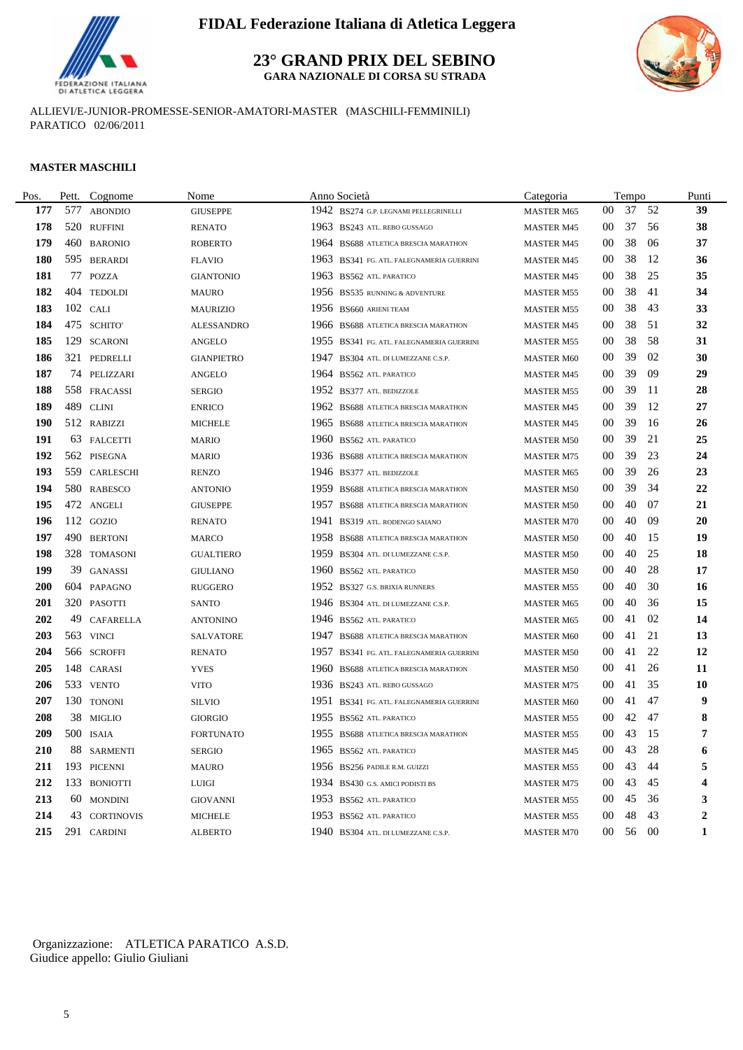FIDAL Federazione Italiana di Atletica Leggera

# 23° GRAND PRIX DEL SEBINO

**GARA NAZIONALE DI CORSA SU STRADA**

ALLIEVI/E-JUNIOR-PROMESSE-SENIOR-AMATORI-MASTER (MASCHILI-FEMMINILI)
PARATICO 02/06/2011

### MASTER MASCHILI

| Pos. | Pett. | Cognome | Nome | Anno | Società | Categoria | Tempo | | | Punti |
|---|---|---|---|---|---|---|---|---|---|---|
| **177** | 577 | ABONDIO | GIUSEPPE | 1942 | BS274 G.P. LEGNAMI PELLEGRINELLI | MASTER M65 | 00 | 37 | 52 | **39** |
| **178** | 520 | RUFFINI | RENATO | 1963 | BS243 ATL. REBO GUSSAGO | MASTER M45 | 00 | 37 | 56 | **38** |
| **179** | 460 | BARONIO | ROBERTO | 1964 | BS688 ATLETICA BRESCIA MARATHON | MASTER M45 | 00 | 38 | 06 | **37** |
| **180** | 595 | BERARDI | FLAVIO | 1963 | BS341 FG. ATL. FALEGNAMERIA GUERRINI | MASTER M45 | 00 | 38 | 12 | **36** |
| **181** | 77 | POZZA | GIANTONIO | 1963 | BS562 ATL. PARATICO | MASTER M45 | 00 | 38 | 25 | **35** |
| **182** | 404 | TEDOLDI | MAURO | 1956 | BS535 RUNNING & ADVENTURE | MASTER M55 | 00 | 38 | 41 | **34** |
| **183** | 102 | CALI | MAURIZIO | 1956 | BS660 ARIENI TEAM | MASTER M55 | 00 | 38 | 43 | **33** |
| **184** | 475 | SCHITO' | ALESSANDRO | 1966 | BS688 ATLETICA BRESCIA MARATHON | MASTER M45 | 00 | 38 | 51 | **32** |
| **185** | 129 | SCARONI | ANGELO | 1955 | BS341 FG. ATL. FALEGNAMERIA GUERRINI | MASTER M55 | 00 | 38 | 58 | **31** |
| **186** | 321 | PEDRELLI | GIANPIETRO | 1947 | BS304 ATL. DI LUMEZZANE C.S.P. | MASTER M60 | 00 | 39 | 02 | **30** |
| **187** | 74 | PELIZZARI | ANGELO | 1964 | BS562 ATL. PARATICO | MASTER M45 | 00 | 39 | 09 | **29** |
| **188** | 558 | FRACASSI | SERGIO | 1952 | BS377 ATL. BEDIZZOLE | MASTER M55 | 00 | 39 | 11 | **28** |
| **189** | 489 | CLINI | ENRICO | 1962 | BS688 ATLETICA BRESCIA MARATHON | MASTER M45 | 00 | 39 | 12 | **27** |
| **190** | 512 | RABIZZI | MICHELE | 1965 | BS688 ATLETICA BRESCIA MARATHON | MASTER M45 | 00 | 39 | 16 | **26** |
| **191** | 63 | FALCETTI | MARIO | 1960 | BS562 ATL. PARATICO | MASTER M50 | 00 | 39 | 21 | **25** |
| **192** | 562 | PISEGNA | MARIO | 1936 | BS688 ATLETICA BRESCIA MARATHON | MASTER M75 | 00 | 39 | 23 | **24** |
| **193** | 559 | CARLESCHI | RENZO | 1946 | BS377 ATL. BEDIZZOLE | MASTER M65 | 00 | 39 | 26 | **23** |
| **194** | 580 | RABESCO | ANTONIO | 1959 | BS688 ATLETICA BRESCIA MARATHON | MASTER M50 | 00 | 39 | 34 | **22** |
| **195** | 472 | ANGELI | GIUSEPPE | 1957 | BS688 ATLETICA BRESCIA MARATHON | MASTER M50 | 00 | 40 | 07 | **21** |
| **196** | 112 | GOZIO | RENATO | 1941 | BS319 ATL. RODENGO SAIANO | MASTER M70 | 00 | 40 | 09 | **20** |
| **197** | 490 | BERTONI | MARCO | 1958 | BS688 ATLETICA BRESCIA MARATHON | MASTER M50 | 00 | 40 | 15 | **19** |
| **198** | 328 | TOMASONI | GUALTIERO | 1959 | BS304 ATL. DI LUMEZZANE C.S.P. | MASTER M50 | 00 | 40 | 25 | **18** |
| **199** | 39 | GANASSI | GIULIANO | 1960 | BS562 ATL. PARATICO | MASTER M50 | 00 | 40 | 28 | **17** |
| **200** | 604 | PAPAGNO | RUGGERO | 1952 | BS327 G.S. BRIXIA RUNNERS | MASTER M55 | 00 | 40 | 30 | **16** |
| **201** | 320 | PASOTTI | SANTO | 1946 | BS304 ATL. DI LUMEZZANE C.S.P. | MASTER M65 | 00 | 40 | 36 | **15** |
| **202** | 49 | CAFARELLA | ANTONINO | 1946 | BS562 ATL. PARATICO | MASTER M65 | 00 | 41 | 02 | **14** |
| **203** | 563 | VINCI | SALVATORE | 1947 | BS688 ATLETICA BRESCIA MARATHON | MASTER M60 | 00 | 41 | 21 | **13** |
| **204** | 566 | SCROFFI | RENATO | 1957 | BS341 FG. ATL. FALEGNAMERIA GUERRINI | MASTER M50 | 00 | 41 | 22 | **12** |
| **205** | 148 | CARASI | YVES | 1960 | BS688 ATLETICA BRESCIA MARATHON | MASTER M50 | 00 | 41 | 26 | **11** |
| **206** | 533 | VENTO | VITO | 1936 | BS243 ATL. REBO GUSSAGO | MASTER M75 | 00 | 41 | 35 | **10** |
| **207** | 130 | TONONI | SILVIO | 1951 | BS341 FG. ATL. FALEGNAMERIA GUERRINI | MASTER M60 | 00 | 41 | 47 | **9** |
| **208** | 38 | MIGLIO | GIORGIO | 1955 | BS562 ATL. PARATICO | MASTER M55 | 00 | 42 | 47 | **8** |
| **209** | 500 | ISAIA | FORTUNATO | 1955 | BS688 ATLETICA BRESCIA MARATHON | MASTER M55 | 00 | 43 | 15 | **7** |
| **210** | 88 | SARMENTI | SERGIO | 1965 | BS562 ATL. PARATICO | MASTER M45 | 00 | 43 | 28 | **6** |
| **211** | 193 | PICENNI | MAURO | 1956 | BS256 PADILE R.M. GUIZZI | MASTER M55 | 00 | 43 | 44 | **5** |
| **212** | 133 | BONIOTTI | LUIGI | 1934 | BS430 G.S. AMICI PODISTI BS | MASTER M75 | 00 | 43 | 45 | **4** |
| **213** | 60 | MONDINI | GIOVANNI | 1953 | BS562 ATL. PARATICO | MASTER M55 | 00 | 45 | 36 | **3** |
| **214** | 43 | CORTINOVIS | MICHELE | 1953 | BS562 ATL. PARATICO | MASTER M55 | 00 | 48 | 43 | **2** |
| **215** | 291 | CARDINI | ALBERTO | 1940 | BS304 ATL. DI LUMEZZANE C.S.P. | MASTER M70 | 00 | 56 | 00 | **1** |

Organizzazione: ATLETICA PARATICO A.S.D.
Giudice appello: Giulio Giuliani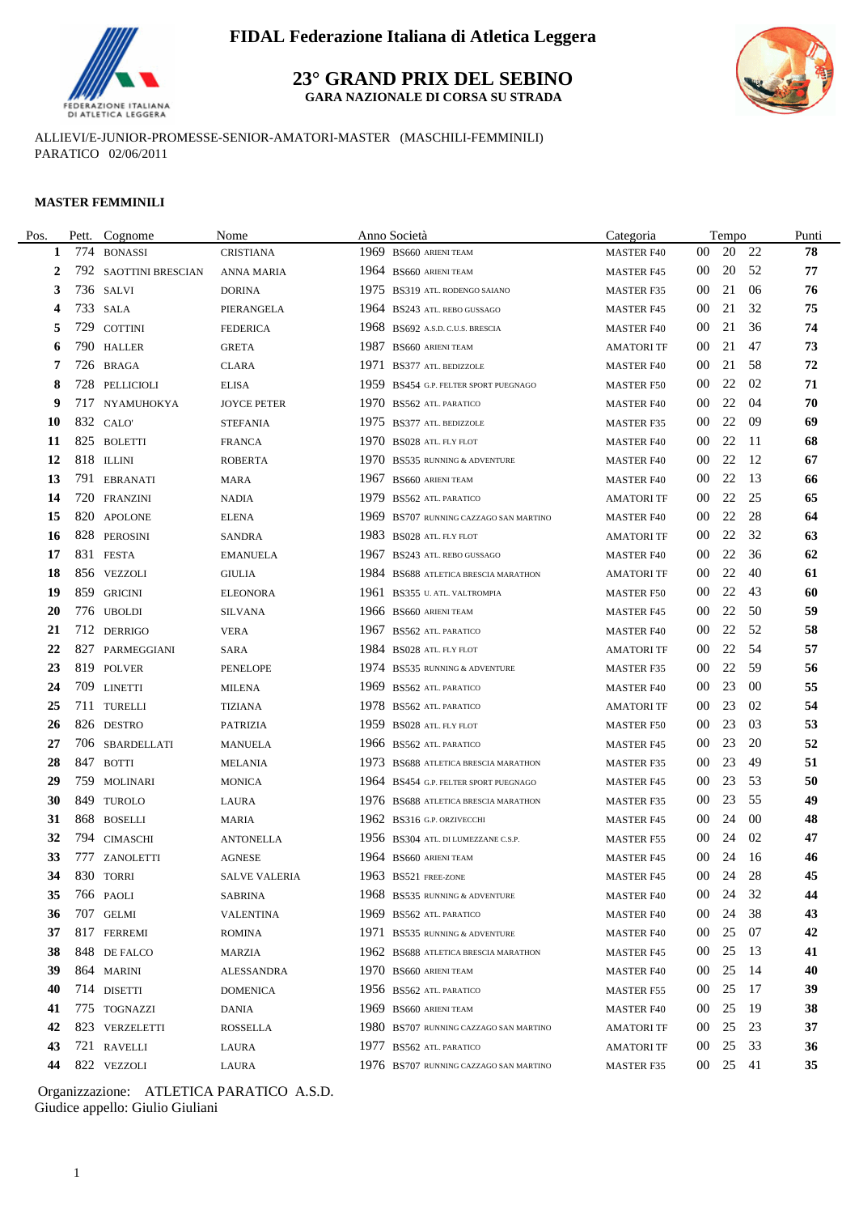**FIDAL Federazione Italiana di Atletica Leggera**

## 23° GRAND PRIX DEL SEBINO

**GARA NAZIONALE DI CORSA SU STRADA**

ALLIEVI/E-JUNIOR-PROMESSE-SENIOR-AMATORI-MASTER (MASCHILI-FEMMINILI)
PARATICO 02/06/2011

### MASTER FEMMINILI

| Pos. | Pett. | Cognome | Nome | Anno | Società | Categoria | Tempo | | | Punti |
|---|---|---|---|---|---|---|---|---|---|---|
| 1 | 774 | BONASSI | CRISTIANA | 1969 | BS660 ARIENI TEAM | MASTER F40 | 00 | 20 | 22 | 78 |
| 2 | 792 | SAOTTINI BRESCIAN | ANNA MARIA | 1964 | BS660 ARIENI TEAM | MASTER F45 | 00 | 20 | 52 | 77 |
| 3 | 736 | SALVI | DORINA | 1975 | BS319 ATL. RODENGO SAIANO | MASTER F35 | 00 | 21 | 06 | 76 |
| 4 | 733 | SALA | PIERANGELA | 1964 | BS243 ATL. REBO GUSSAGO | MASTER F45 | 00 | 21 | 32 | 75 |
| 5 | 729 | COTTINI | FEDERICA | 1968 | BS692 A.S.D. C.U.S. BRESCIA | MASTER F40 | 00 | 21 | 36 | 74 |
| 6 | 790 | HALLER | GRETA | 1987 | BS660 ARIENI TEAM | AMATORI TF | 00 | 21 | 47 | 73 |
| 7 | 726 | BRAGA | CLARA | 1971 | BS377 ATL. BEDIZZOLE | MASTER F40 | 00 | 21 | 58 | 72 |
| 8 | 728 | PELLICIOLI | ELISA | 1959 | BS454 G.P. FELTER SPORT PUEGNAGO | MASTER F50 | 00 | 22 | 02 | 71 |
| 9 | 717 | NYAMUHOKYA | JOYCE PETER | 1970 | BS562 ATL. PARATICO | MASTER F40 | 00 | 22 | 04 | 70 |
| 10 | 832 | CALO' | STEFANIA | 1975 | BS377 ATL. BEDIZZOLE | MASTER F35 | 00 | 22 | 09 | 69 |
| 11 | 825 | BOLETTI | FRANCA | 1970 | BS028 ATL. FLY FLOT | MASTER F40 | 00 | 22 | 11 | 68 |
| 12 | 818 | ILLINI | ROBERTA | 1970 | BS535 RUNNING & ADVENTURE | MASTER F40 | 00 | 22 | 12 | 67 |
| 13 | 791 | EBRANATI | MARA | 1967 | BS660 ARIENI TEAM | MASTER F40 | 00 | 22 | 13 | 66 |
| 14 | 720 | FRANZINI | NADIA | 1979 | BS562 ATL. PARATICO | AMATORI TF | 00 | 22 | 25 | 65 |
| 15 | 820 | APOLONE | ELENA | 1969 | BS707 RUNNING CAZZAGO SAN MARTINO | MASTER F40 | 00 | 22 | 28 | 64 |
| 16 | 828 | PEROSINI | SANDRA | 1983 | BS028 ATL. FLY FLOT | AMATORI TF | 00 | 22 | 32 | 63 |
| 17 | 831 | FESTA | EMANUELA | 1967 | BS243 ATL. REBO GUSSAGO | MASTER F40 | 00 | 22 | 36 | 62 |
| 18 | 856 | VEZZOLI | GIULIA | 1984 | BS688 ATLETICA BRESCIA MARATHON | AMATORI TF | 00 | 22 | 40 | 61 |
| 19 | 859 | GRICINI | ELEONORA | 1961 | BS355 U. ATL. VALTROMPIA | MASTER F50 | 00 | 22 | 43 | 60 |
| 20 | 776 | UBOLDI | SILVANA | 1966 | BS660 ARIENI TEAM | MASTER F45 | 00 | 22 | 50 | 59 |
| 21 | 712 | DERRIGO | VERA | 1967 | BS562 ATL. PARATICO | MASTER F40 | 00 | 22 | 52 | 58 |
| 22 | 827 | PARMEGGIANI | SARA | 1984 | BS028 ATL. FLY FLOT | AMATORI TF | 00 | 22 | 54 | 57 |
| 23 | 819 | POLVER | PENELOPE | 1974 | BS535 RUNNING & ADVENTURE | MASTER F35 | 00 | 22 | 59 | 56 |
| 24 | 709 | LINETTI | MILENA | 1969 | BS562 ATL. PARATICO | MASTER F40 | 00 | 23 | 00 | 55 |
| 25 | 711 | TURELLI | TIZIANA | 1978 | BS562 ATL. PARATICO | AMATORI TF | 00 | 23 | 02 | 54 |
| 26 | 826 | DESTRO | PATRIZIA | 1959 | BS028 ATL. FLY FLOT | MASTER F50 | 00 | 23 | 03 | 53 |
| 27 | 706 | SBARDELLATI | MANUELA | 1966 | BS562 ATL. PARATICO | MASTER F45 | 00 | 23 | 20 | 52 |
| 28 | 847 | BOTTI | MELANIA | 1973 | BS688 ATLETICA BRESCIA MARATHON | MASTER F35 | 00 | 23 | 49 | 51 |
| 29 | 759 | MOLINARI | MONICA | 1964 | BS454 G.P. FELTER SPORT PUEGNAGO | MASTER F45 | 00 | 23 | 53 | 50 |
| 30 | 849 | TUROLO | LAURA | 1976 | BS688 ATLETICA BRESCIA MARATHON | MASTER F35 | 00 | 23 | 55 | 49 |
| 31 | 868 | BOSELLI | MARIA | 1962 | BS316 G.P. ORZIVECCHI | MASTER F45 | 00 | 24 | 00 | 48 |
| 32 | 794 | CIMASCHI | ANTONELLA | 1956 | BS304 ATL. DI LUMEZZANE C.S.P. | MASTER F55 | 00 | 24 | 02 | 47 |
| 33 | 777 | ZANOLETTI | AGNESE | 1964 | BS660 ARIENI TEAM | MASTER F45 | 00 | 24 | 16 | 46 |
| 34 | 830 | TORRI | SALVE VALERIA | 1963 | BS521 FREE-ZONE | MASTER F45 | 00 | 24 | 28 | 45 |
| 35 | 766 | PAOLI | SABRINA | 1968 | BS535 RUNNING & ADVENTURE | MASTER F40 | 00 | 24 | 32 | 44 |
| 36 | 707 | GELMI | VALENTINA | 1969 | BS562 ATL. PARATICO | MASTER F40 | 00 | 24 | 38 | 43 |
| 37 | 817 | FERREMI | ROMINA | 1971 | BS535 RUNNING & ADVENTURE | MASTER F40 | 00 | 25 | 07 | 42 |
| 38 | 848 | DE FALCO | MARZIA | 1962 | BS688 ATLETICA BRESCIA MARATHON | MASTER F45 | 00 | 25 | 13 | 41 |
| 39 | 864 | MARINI | ALESSANDRA | 1970 | BS660 ARIENI TEAM | MASTER F40 | 00 | 25 | 14 | 40 |
| 40 | 714 | DISETTI | DOMENICA | 1956 | BS562 ATL. PARATICO | MASTER F55 | 00 | 25 | 17 | 39 |
| 41 | 775 | TOGNAZZI | DANIA | 1969 | BS660 ARIENI TEAM | MASTER F40 | 00 | 25 | 19 | 38 |
| 42 | 823 | VERZELETTI | ROSSELLA | 1980 | BS707 RUNNING CAZZAGO SAN MARTINO | AMATORI TF | 00 | 25 | 23 | 37 |
| 43 | 721 | RAVELLI | LAURA | 1977 | BS562 ATL. PARATICO | AMATORI TF | 00 | 25 | 33 | 36 |
| 44 | 822 | VEZZOLI | LAURA | 1976 | BS707 RUNNING CAZZAGO SAN MARTINO | MASTER F35 | 00 | 25 | 41 | 35 |

Organizzazione: ATLETICA PARATICO A.S.D.
Giudice appello: Giulio Giuliani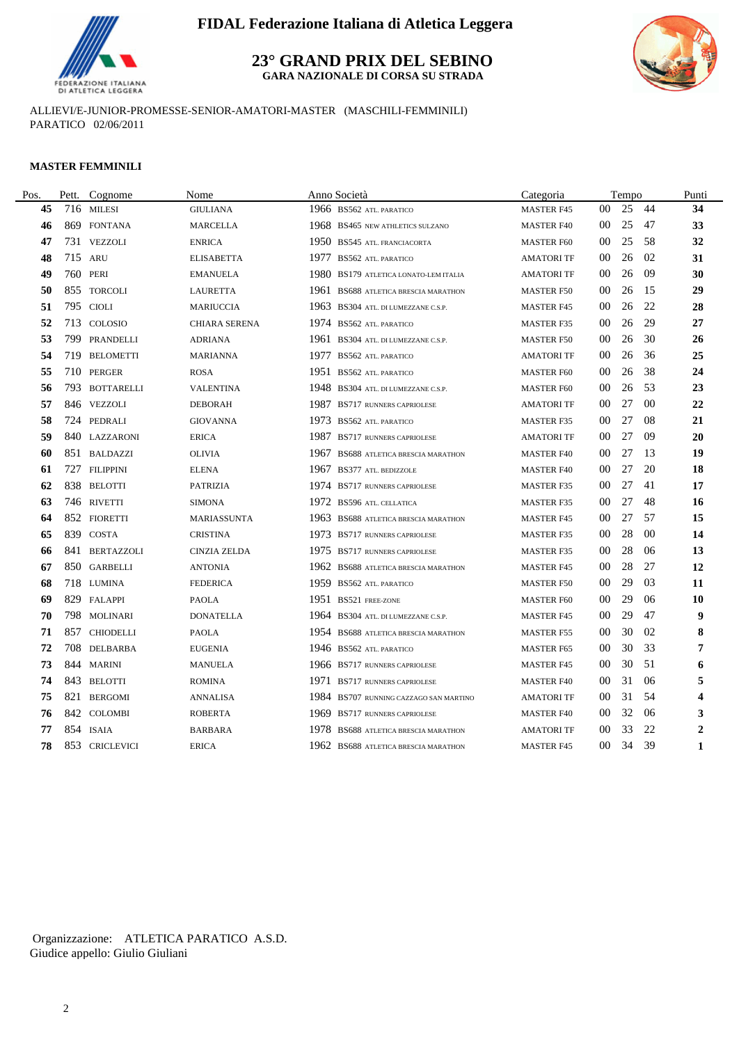# FIDAL Federazione Italiana di Atletica Leggera

## 23° GRAND PRIX DEL SEBINO

**GARA NAZIONALE DI CORSA SU STRADA**

ALLIEVI/E-JUNIOR-PROMESSE-SENIOR-AMATORI-MASTER (MASCHILI-FEMMINILI)
PARATICO 02/06/2011

**MASTER FEMMINILI**

| Pos. | Pett. | Cognome | Nome | Anno | Società | Categoria | Tempo | | | Punti |
|---|---|---|---|---|---|---|---|---|---|---|
| **45** | 716 | MILESI | GIULIANA | 1966 | BS562 ATL. PARATICO | MASTER F45 | 00 | 25 | 44 | **34** |
| **46** | 869 | FONTANA | MARCELLA | 1968 | BS465 NEW ATHLETICS SULZANO | MASTER F40 | 00 | 25 | 47 | **33** |
| **47** | 731 | VEZZOLI | ENRICA | 1950 | BS545 ATL. FRANCIACORTA | MASTER F60 | 00 | 25 | 58 | **32** |
| **48** | 715 | ARU | ELISABETTA | 1977 | BS562 ATL. PARATICO | AMATORI TF | 00 | 26 | 02 | **31** |
| **49** | 760 | PERI | EMANUELA | 1980 | BS179 ATLETICA LONATO-LEM ITALIA | AMATORI TF | 00 | 26 | 09 | **30** |
| **50** | 855 | TORCOLI | LAURETTA | 1961 | BS688 ATLETICA BRESCIA MARATHON | MASTER F50 | 00 | 26 | 15 | **29** |
| **51** | 795 | CIOLI | MARIUCCIA | 1963 | BS304 ATL. DI LUMEZZANE C.S.P. | MASTER F45 | 00 | 26 | 22 | **28** |
| **52** | 713 | COLOSIO | CHIARA SERENA | 1974 | BS562 ATL. PARATICO | MASTER F35 | 00 | 26 | 29 | **27** |
| **53** | 799 | PRANDELLI | ADRIANA | 1961 | BS304 ATL. DI LUMEZZANE C.S.P. | MASTER F50 | 00 | 26 | 30 | **26** |
| **54** | 719 | BELOMETTI | MARIANNA | 1977 | BS562 ATL. PARATICO | AMATORI TF | 00 | 26 | 36 | **25** |
| **55** | 710 | PERGER | ROSA | 1951 | BS562 ATL. PARATICO | MASTER F60 | 00 | 26 | 38 | **24** |
| **56** | 793 | BOTTARELLI | VALENTINA | 1948 | BS304 ATL. DI LUMEZZANE C.S.P. | MASTER F60 | 00 | 26 | 53 | **23** |
| **57** | 846 | VEZZOLI | DEBORAH | 1987 | BS717 RUNNERS CAPRIOLESE | AMATORI TF | 00 | 27 | 00 | **22** |
| **58** | 724 | PEDRALI | GIOVANNA | 1973 | BS562 ATL. PARATICO | MASTER F35 | 00 | 27 | 08 | **21** |
| **59** | 840 | LAZZARONI | ERICA | 1987 | BS717 RUNNERS CAPRIOLESE | AMATORI TF | 00 | 27 | 09 | **20** |
| **60** | 851 | BALDAZZI | OLIVIA | 1967 | BS688 ATLETICA BRESCIA MARATHON | MASTER F40 | 00 | 27 | 13 | **19** |
| **61** | 727 | FILIPPINI | ELENA | 1967 | BS377 ATL. BEDIZZOLE | MASTER F40 | 00 | 27 | 20 | **18** |
| **62** | 838 | BELOTTI | PATRIZIA | 1974 | BS717 RUNNERS CAPRIOLESE | MASTER F35 | 00 | 27 | 41 | **17** |
| **63** | 746 | RIVETTI | SIMONA | 1972 | BS596 ATL. CELLATICA | MASTER F35 | 00 | 27 | 48 | **16** |
| **64** | 852 | FIORETTI | MARIASSUNTA | 1963 | BS688 ATLETICA BRESCIA MARATHON | MASTER F45 | 00 | 27 | 57 | **15** |
| **65** | 839 | COSTA | CRISTINA | 1973 | BS717 RUNNERS CAPRIOLESE | MASTER F35 | 00 | 28 | 00 | **14** |
| **66** | 841 | BERTAZZOLI | CINZIA ZELDA | 1975 | BS717 RUNNERS CAPRIOLESE | MASTER F35 | 00 | 28 | 06 | **13** |
| **67** | 850 | GARBELLI | ANTONIA | 1962 | BS688 ATLETICA BRESCIA MARATHON | MASTER F45 | 00 | 28 | 27 | **12** |
| **68** | 718 | LUMINA | FEDERICA | 1959 | BS562 ATL. PARATICO | MASTER F50 | 00 | 29 | 03 | **11** |
| **69** | 829 | FALAPPI | PAOLA | 1951 | BS521 FREE-ZONE | MASTER F60 | 00 | 29 | 06 | **10** |
| **70** | 798 | MOLINARI | DONATELLA | 1964 | BS304 ATL. DI LUMEZZANE C.S.P. | MASTER F45 | 00 | 29 | 47 | **9** |
| **71** | 857 | CHIODELLI | PAOLA | 1954 | BS688 ATLETICA BRESCIA MARATHON | MASTER F55 | 00 | 30 | 02 | **8** |
| **72** | 708 | DELBARBA | EUGENIA | 1946 | BS562 ATL. PARATICO | MASTER F65 | 00 | 30 | 33 | **7** |
| **73** | 844 | MARINI | MANUELA | 1966 | BS717 RUNNERS CAPRIOLESE | MASTER F45 | 00 | 30 | 51 | **6** |
| **74** | 843 | BELOTTI | ROMINA | 1971 | BS717 RUNNERS CAPRIOLESE | MASTER F40 | 00 | 31 | 06 | **5** |
| **75** | 821 | BERGOMI | ANNALISA | 1984 | BS707 RUNNING CAZZAGO SAN MARTINO | AMATORI TF | 00 | 31 | 54 | **4** |
| **76** | 842 | COLOMBI | ROBERTA | 1969 | BS717 RUNNERS CAPRIOLESE | MASTER F40 | 00 | 32 | 06 | **3** |
| **77** | 854 | ISAIA | BARBARA | 1978 | BS688 ATLETICA BRESCIA MARATHON | AMATORI TF | 00 | 33 | 22 | **2** |
| **78** | 853 | CRICLEVICI | ERICA | 1962 | BS688 ATLETICA BRESCIA MARATHON | MASTER F45 | 00 | 34 | 39 | **1** |

Organizzazione: ATLETICA PARATICO A.S.D.
Giudice appello: Giulio Giuliani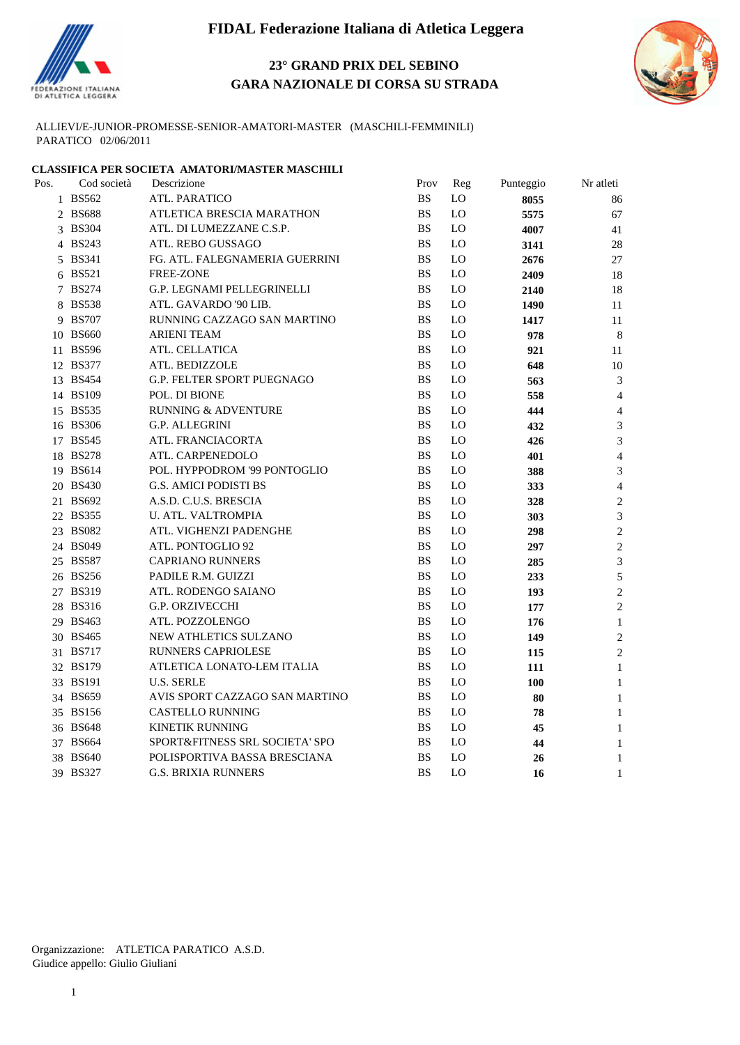# FIDAL Federazione Italiana di Atletica Leggera

## 23° GRAND PRIX DEL SEBINO
## GARA NAZIONALE DI CORSA SU STRADA

ALLIEVI/E-JUNIOR-PROMESSE-SENIOR-AMATORI-MASTER (MASCHILI-FEMMINILI)
PARATICO 02/06/2011

### CLASSIFICA PER SOCIETA AMATORI/MASTER MASCHILI

| Pos. | Cod società | Descrizione | Prov | Reg | Punteggio | Nr atleti |
|---|---|---|---|---|---|---|
| 1 | BS562 | ATL. PARATICO | BS | LO | **8055** | 86 |
| 2 | BS688 | ATLETICA BRESCIA MARATHON | BS | LO | **5575** | 67 |
| 3 | BS304 | ATL. DI LUMEZZANE C.S.P. | BS | LO | **4007** | 41 |
| 4 | BS243 | ATL. REBO GUSSAGO | BS | LO | **3141** | 28 |
| 5 | BS341 | FG. ATL. FALEGNAMERIA GUERRINI | BS | LO | **2676** | 27 |
| 6 | BS521 | FREE-ZONE | BS | LO | **2409** | 18 |
| 7 | BS274 | G.P. LEGNAMI PELLEGRINELLI | BS | LO | **2140** | 18 |
| 8 | BS538 | ATL. GAVARDO '90 LIB. | BS | LO | **1490** | 11 |
| 9 | BS707 | RUNNING CAZZAGO SAN MARTINO | BS | LO | **1417** | 11 |
| 10 | BS660 | ARIENI TEAM | BS | LO | **978** | 8 |
| 11 | BS596 | ATL. CELLATICA | BS | LO | **921** | 11 |
| 12 | BS377 | ATL. BEDIZZOLE | BS | LO | **648** | 10 |
| 13 | BS454 | G.P. FELTER SPORT PUEGNAGO | BS | LO | **563** | 3 |
| 14 | BS109 | POL. DI BIONE | BS | LO | **558** | 4 |
| 15 | BS535 | RUNNING & ADVENTURE | BS | LO | **444** | 4 |
| 16 | BS306 | G.P. ALLEGRINI | BS | LO | **432** | 3 |
| 17 | BS545 | ATL. FRANCIACORTA | BS | LO | **426** | 3 |
| 18 | BS278 | ATL. CARPENEDOLO | BS | LO | **401** | 4 |
| 19 | BS614 | POL. HYPPODROM '99 PONTOGLIO | BS | LO | **388** | 3 |
| 20 | BS430 | G.S. AMICI PODISTI BS | BS | LO | **333** | 4 |
| 21 | BS692 | A.S.D. C.U.S. BRESCIA | BS | LO | **328** | 2 |
| 22 | BS355 | U. ATL. VALTROMPIA | BS | LO | **303** | 3 |
| 23 | BS082 | ATL. VIGHENZI PADENGHE | BS | LO | **298** | 2 |
| 24 | BS049 | ATL. PONTOGLIO 92 | BS | LO | **297** | 2 |
| 25 | BS587 | CAPRIANO RUNNERS | BS | LO | **285** | 3 |
| 26 | BS256 | PADILE R.M. GUIZZI | BS | LO | **233** | 5 |
| 27 | BS319 | ATL. RODENGO SAIANO | BS | LO | **193** | 2 |
| 28 | BS316 | G.P. ORZIVECCHI | BS | LO | **177** | 2 |
| 29 | BS463 | ATL. POZZOLENGO | BS | LO | **176** | 1 |
| 30 | BS465 | NEW ATHLETICS SULZANO | BS | LO | **149** | 2 |
| 31 | BS717 | RUNNERS CAPRIOLESE | BS | LO | **115** | 2 |
| 32 | BS179 | ATLETICA LONATO-LEM ITALIA | BS | LO | **111** | 1 |
| 33 | BS191 | U.S. SERLE | BS | LO | **100** | 1 |
| 34 | BS659 | AVIS SPORT CAZZAGO SAN MARTINO | BS | LO | **80** | 1 |
| 35 | BS156 | CASTELLO RUNNING | BS | LO | **78** | 1 |
| 36 | BS648 | KINETIK RUNNING | BS | LO | **45** | 1 |
| 37 | BS664 | SPORT&FITNESS SRL SOCIETA' SPO | BS | LO | **44** | 1 |
| 38 | BS640 | POLISPORTIVA BASSA BRESCIANA | BS | LO | **26** | 1 |
| 39 | BS327 | G.S. BRIXIA RUNNERS | BS | LO | **16** | 1 |

Organizzazione: ATLETICA PARATICO A.S.D.
Giudice appello: Giulio Giuliani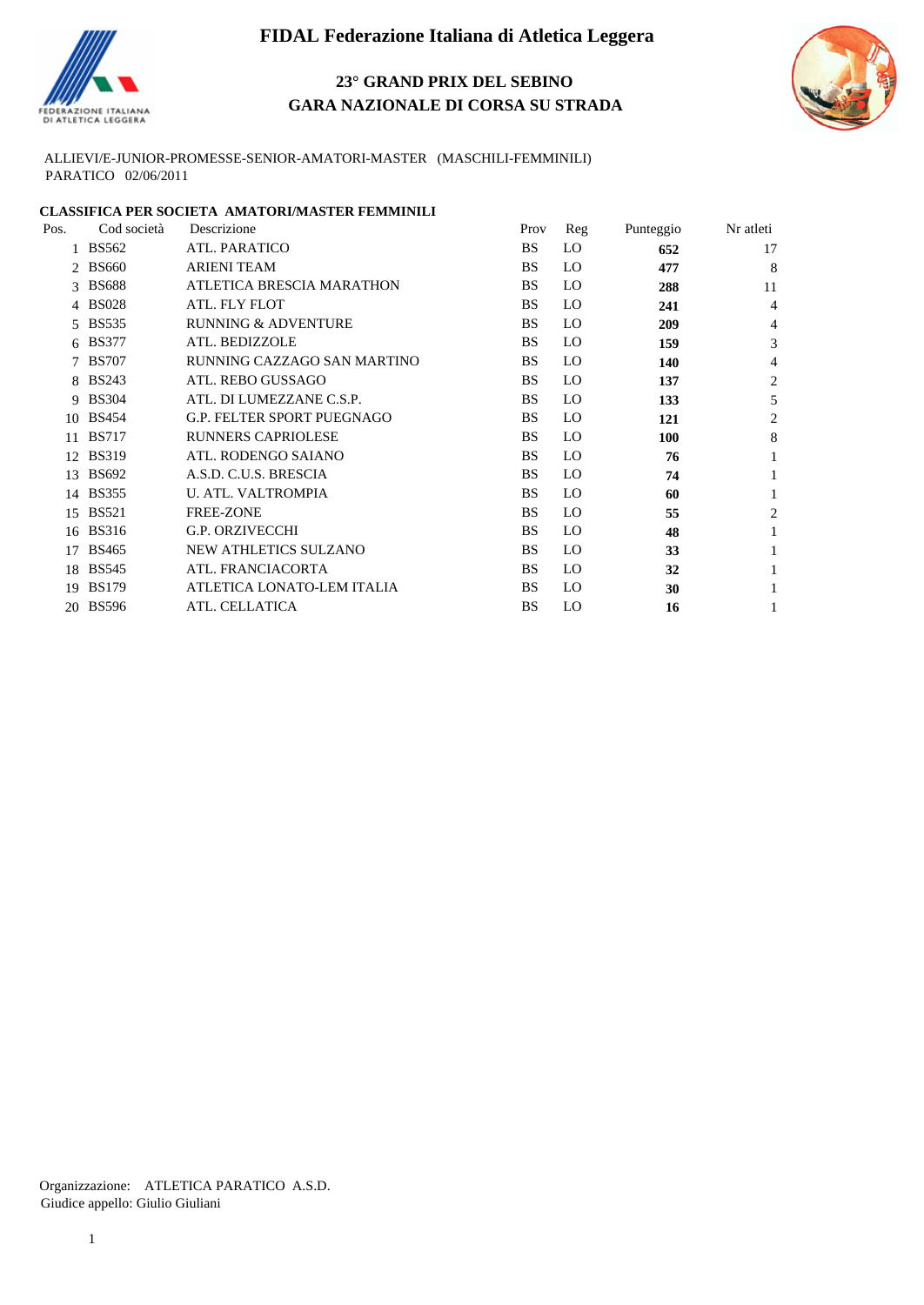# FIDAL Federazione Italiana di Atletica Leggera

## 23° GRAND PRIX DEL SEBINO
## GARA NAZIONALE DI CORSA SU STRADA

ALLIEVI/E-JUNIOR-PROMESSE-SENIOR-AMATORI-MASTER (MASCHILI-FEMMINILI)
PARATICO 02/06/2011

**CLASSIFICA PER SOCIETA AMATORI/MASTER FEMMINILI**

| Pos. | Cod società | Descrizione | Prov | Reg | Punteggio | Nr atleti |
|---|---|---|---|---|---|---|
| 1 | BS562 | ATL. PARATICO | BS | LO | **652** | 17 |
| 2 | BS660 | ARIENI TEAM | BS | LO | **477** | 8 |
| 3 | BS688 | ATLETICA BRESCIA MARATHON | BS | LO | **288** | 11 |
| 4 | BS028 | ATL. FLY FLOT | BS | LO | **241** | 4 |
| 5 | BS535 | RUNNING & ADVENTURE | BS | LO | **209** | 4 |
| 6 | BS377 | ATL. BEDIZZOLE | BS | LO | **159** | 3 |
| 7 | BS707 | RUNNING CAZZAGO SAN MARTINO | BS | LO | **140** | 4 |
| 8 | BS243 | ATL. REBO GUSSAGO | BS | LO | **137** | 2 |
| 9 | BS304 | ATL. DI LUMEZZANE C.S.P. | BS | LO | **133** | 5 |
| 10 | BS454 | G.P. FELTER SPORT PUEGNAGO | BS | LO | **121** | 2 |
| 11 | BS717 | RUNNERS CAPRIOLESE | BS | LO | **100** | 8 |
| 12 | BS319 | ATL. RODENGO SAIANO | BS | LO | **76** | 1 |
| 13 | BS692 | A.S.D. C.U.S. BRESCIA | BS | LO | **74** | 1 |
| 14 | BS355 | U. ATL. VALTROMPIA | BS | LO | **60** | 1 |
| 15 | BS521 | FREE-ZONE | BS | LO | **55** | 2 |
| 16 | BS316 | G.P. ORZIVECCHI | BS | LO | **48** | 1 |
| 17 | BS465 | NEW ATHLETICS SULZANO | BS | LO | **33** | 1 |
| 18 | BS545 | ATL. FRANCIACORTA | BS | LO | **32** | 1 |
| 19 | BS179 | ATLETICA LONATO-LEM ITALIA | BS | LO | **30** | 1 |
| 20 | BS596 | ATL. CELLATICA | BS | LO | **16** | 1 |

Organizzazione: ATLETICA PARATICO A.S.D.
Giudice appello: Giulio Giuliani